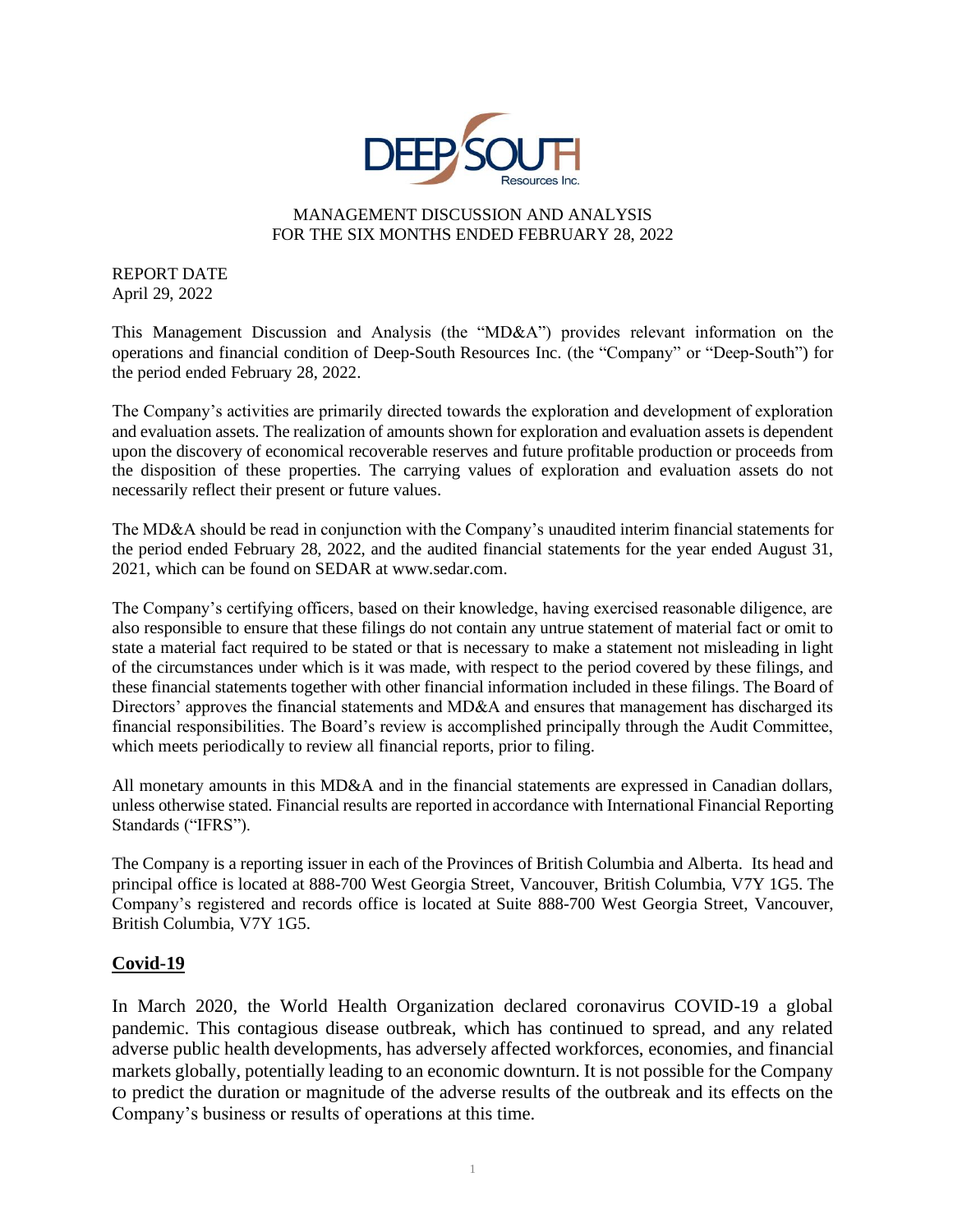MANAGEMENT DISCUSSION AND ANALYSIS
FOR THE SIX MONTHS ENDED FEBRUARY 28, 2022

REPORT DATE
April 29, 2022

This Management Discussion and Analysis (the "MD&A") provides relevant information on the operations and financial condition of Deep-South Resources Inc. (the "Company" or "Deep-South") for the period ended February 28, 2022.

The Company's activities are primarily directed towards the exploration and development of exploration and evaluation assets. The realization of amounts shown for exploration and evaluation assets is dependent upon the discovery of economical recoverable reserves and future profitable production or proceeds from the disposition of these properties. The carrying values of exploration and evaluation assets do not necessarily reflect their present or future values.

The MD&A should be read in conjunction with the Company's unaudited interim financial statements for the period ended February 28, 2022, and the audited financial statements for the year ended August 31, 2021, which can be found on SEDAR at www.sedar.com.

The Company's certifying officers, based on their knowledge, having exercised reasonable diligence, are also responsible to ensure that these filings do not contain any untrue statement of material fact or omit to state a material fact required to be stated or that is necessary to make a statement not misleading in light of the circumstances under which is it was made, with respect to the period covered by these filings, and these financial statements together with other financial information included in these filings. The Board of Directors' approves the financial statements and MD&A and ensures that management has discharged its financial responsibilities. The Board's review is accomplished principally through the Audit Committee, which meets periodically to review all financial reports, prior to filing.

All monetary amounts in this MD&A and in the financial statements are expressed in Canadian dollars, unless otherwise stated. Financial results are reported in accordance with International Financial Reporting Standards ("IFRS").

The Company is a reporting issuer in each of the Provinces of British Columbia and Alberta. Its head and principal office is located at 888-700 West Georgia Street, Vancouver, British Columbia, V7Y 1G5. The Company's registered and records office is located at Suite 888-700 West Georgia Street, Vancouver, British Columbia, V7Y 1G5.

## Covid-19

In March 2020, the World Health Organization declared coronavirus COVID-19 a global pandemic. This contagious disease outbreak, which has continued to spread, and any related adverse public health developments, has adversely affected workforces, economies, and financial markets globally, potentially leading to an economic downturn. It is not possible for the Company to predict the duration or magnitude of the adverse results of the outbreak and its effects on the Company's business or results of operations at this time.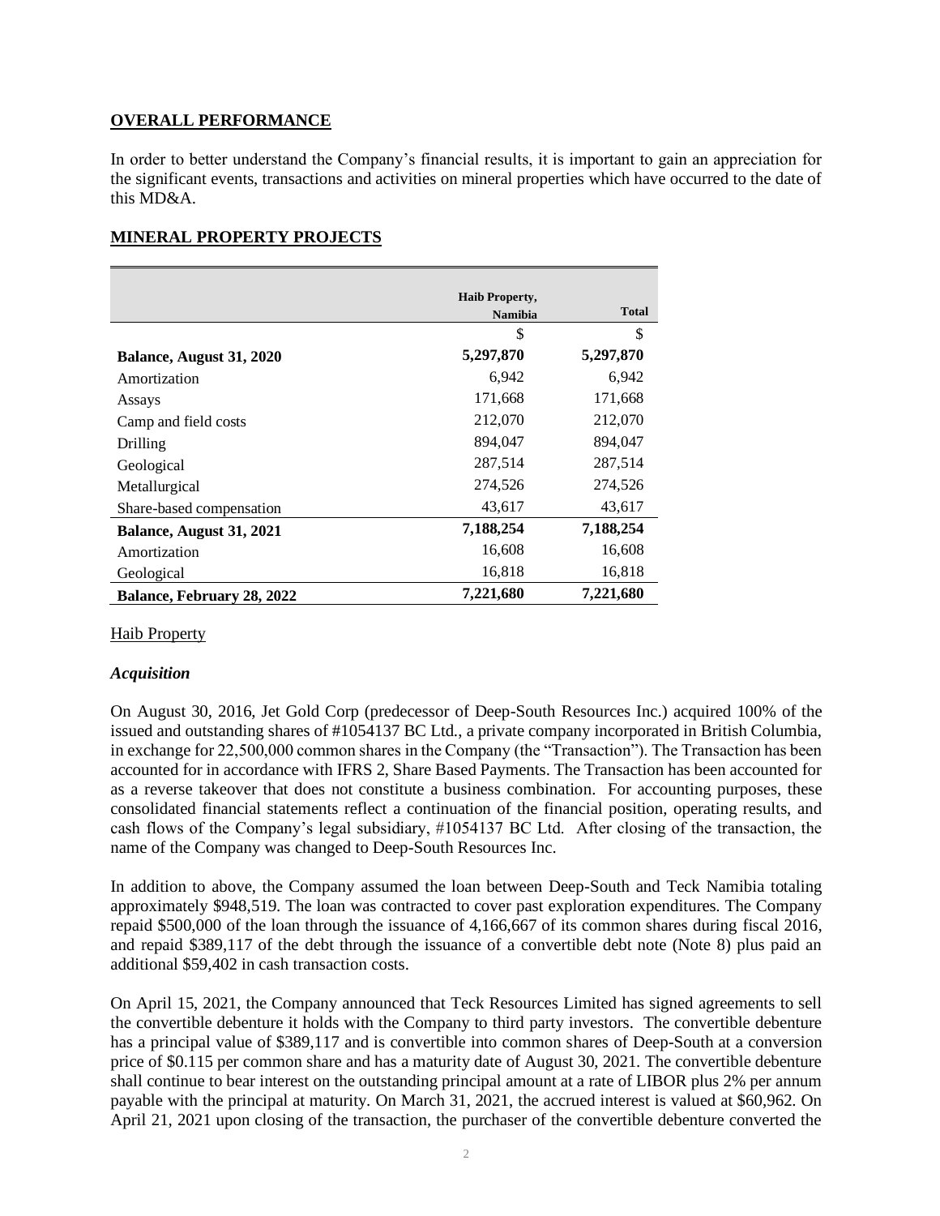## OVERALL PERFORMANCE

In order to better understand the Company's financial results, it is important to gain an appreciation for the significant events, transactions and activities on mineral properties which have occurred to the date of this MD&A.

## MINERAL PROPERTY PROJECTS

| | Haib Property, Namibia | Total |
|---|---|---|
| | $ | $ |
| **Balance, August 31, 2020** | **5,297,870** | **5,297,870** |
| Amortization | 6,942 | 6,942 |
| Assays | 171,668 | 171,668 |
| Camp and field costs | 212,070 | 212,070 |
| Drilling | 894,047 | 894,047 |
| Geological | 287,514 | 287,514 |
| Metallurgical | 274,526 | 274,526 |
| Share-based compensation | 43,617 | 43,617 |
| **Balance, August 31, 2021** | **7,188,254** | **7,188,254** |
| Amortization | 16,608 | 16,608 |
| Geological | 16,818 | 16,818 |
| **Balance, February 28, 2022** | **7,221,680** | **7,221,680** |

### Haib Property

#### *Acquisition*

On August 30, 2016, Jet Gold Corp (predecessor of Deep-South Resources Inc.) acquired 100% of the issued and outstanding shares of #1054137 BC Ltd., a private company incorporated in British Columbia, in exchange for 22,500,000 common shares in the Company (the "Transaction"). The Transaction has been accounted for in accordance with IFRS 2, Share Based Payments. The Transaction has been accounted for as a reverse takeover that does not constitute a business combination. For accounting purposes, these consolidated financial statements reflect a continuation of the financial position, operating results, and cash flows of the Company's legal subsidiary, #1054137 BC Ltd. After closing of the transaction, the name of the Company was changed to Deep-South Resources Inc.

In addition to above, the Company assumed the loan between Deep-South and Teck Namibia totaling approximately $948,519. The loan was contracted to cover past exploration expenditures. The Company repaid $500,000 of the loan through the issuance of 4,166,667 of its common shares during fiscal 2016, and repaid $389,117 of the debt through the issuance of a convertible debt note (Note 8) plus paid an additional $59,402 in cash transaction costs.

On April 15, 2021, the Company announced that Teck Resources Limited has signed agreements to sell the convertible debenture it holds with the Company to third party investors. The convertible debenture has a principal value of $389,117 and is convertible into common shares of Deep-South at a conversion price of $0.115 per common share and has a maturity date of August 30, 2021. The convertible debenture shall continue to bear interest on the outstanding principal amount at a rate of LIBOR plus 2% per annum payable with the principal at maturity. On March 31, 2021, the accrued interest is valued at $60,962. On April 21, 2021 upon closing of the transaction, the purchaser of the convertible debenture converted the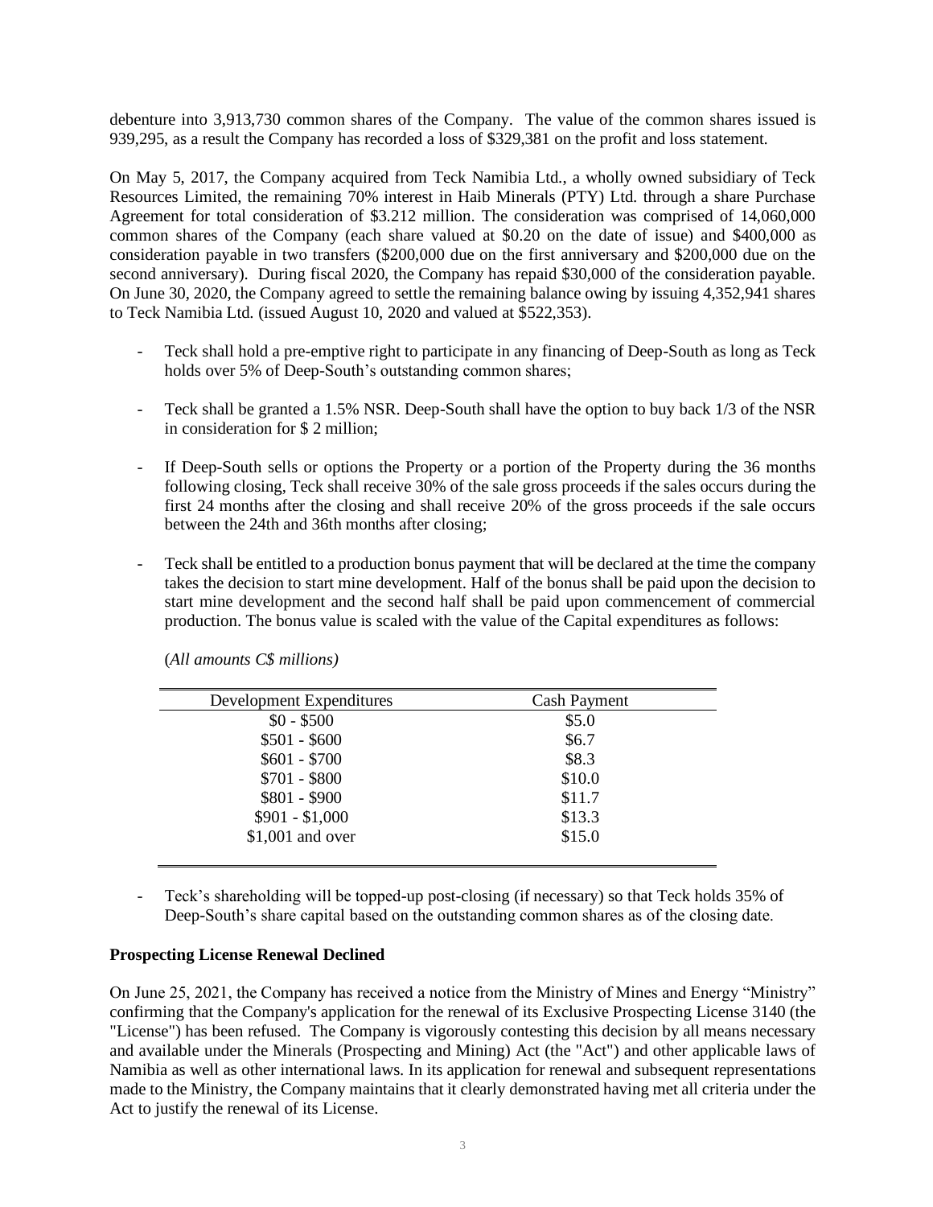debenture into 3,913,730 common shares of the Company. The value of the common shares issued is 939,295, as a result the Company has recorded a loss of $329,381 on the profit and loss statement.

On May 5, 2017, the Company acquired from Teck Namibia Ltd., a wholly owned subsidiary of Teck Resources Limited, the remaining 70% interest in Haib Minerals (PTY) Ltd. through a share Purchase Agreement for total consideration of $3.212 million. The consideration was comprised of 14,060,000 common shares of the Company (each share valued at $0.20 on the date of issue) and $400,000 as consideration payable in two transfers ($200,000 due on the first anniversary and $200,000 due on the second anniversary). During fiscal 2020, the Company has repaid $30,000 of the consideration payable. On June 30, 2020, the Company agreed to settle the remaining balance owing by issuing 4,352,941 shares to Teck Namibia Ltd. (issued August 10, 2020 and valued at $522,353).

- Teck shall hold a pre-emptive right to participate in any financing of Deep-South as long as Teck holds over 5% of Deep-South's outstanding common shares;
- Teck shall be granted a 1.5% NSR. Deep-South shall have the option to buy back 1/3 of the NSR in consideration for $ 2 million;
- If Deep-South sells or options the Property or a portion of the Property during the 36 months following closing, Teck shall receive 30% of the sale gross proceeds if the sales occurs during the first 24 months after the closing and shall receive 20% of the gross proceeds if the sale occurs between the 24th and 36th months after closing;
- Teck shall be entitled to a production bonus payment that will be declared at the time the company takes the decision to start mine development. Half of the bonus shall be paid upon the decision to start mine development and the second half shall be paid upon commencement of commercial production. The bonus value is scaled with the value of the Capital expenditures as follows:

(*All amounts C$ millions)*

| Development Expenditures | Cash Payment |
|---|---|
| $0 - $500 | $5.0 |
| $501 - $600 | $6.7 |
| $601 - $700 | $8.3 |
| $701 - $800 | $10.0 |
| $801 - $900 | $11.7 |
| $901 - $1,000 | $13.3 |
| $1,001 and over | $15.0 |

- Teck's shareholding will be topped-up post-closing (if necessary) so that Teck holds 35% of Deep-South's share capital based on the outstanding common shares as of the closing date.

**Prospecting License Renewal Declined**

On June 25, 2021, the Company has received a notice from the Ministry of Mines and Energy "Ministry" confirming that the Company's application for the renewal of its Exclusive Prospecting License 3140 (the "License") has been refused. The Company is vigorously contesting this decision by all means necessary and available under the Minerals (Prospecting and Mining) Act (the "Act") and other applicable laws of Namibia as well as other international laws. In its application for renewal and subsequent representations made to the Ministry, the Company maintains that it clearly demonstrated having met all criteria under the Act to justify the renewal of its License.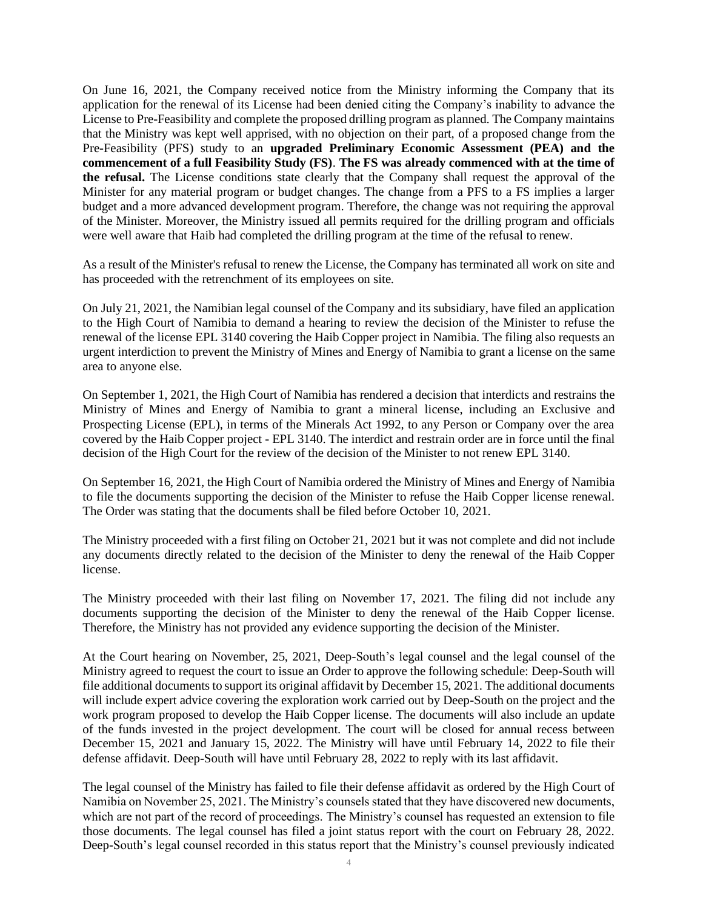On June 16, 2021, the Company received notice from the Ministry informing the Company that its application for the renewal of its License had been denied citing the Company's inability to advance the License to Pre-Feasibility and complete the proposed drilling program as planned. The Company maintains that the Ministry was kept well apprised, with no objection on their part, of a proposed change from the Pre-Feasibility (PFS) study to an **upgraded Preliminary Economic Assessment (PEA) and the commencement of a full Feasibility Study (FS)**. **The FS was already commenced with at the time of the refusal.** The License conditions state clearly that the Company shall request the approval of the Minister for any material program or budget changes. The change from a PFS to a FS implies a larger budget and a more advanced development program. Therefore, the change was not requiring the approval of the Minister. Moreover, the Ministry issued all permits required for the drilling program and officials were well aware that Haib had completed the drilling program at the time of the refusal to renew.

As a result of the Minister's refusal to renew the License, the Company has terminated all work on site and has proceeded with the retrenchment of its employees on site.

On July 21, 2021, the Namibian legal counsel of the Company and its subsidiary, have filed an application to the High Court of Namibia to demand a hearing to review the decision of the Minister to refuse the renewal of the license EPL 3140 covering the Haib Copper project in Namibia. The filing also requests an urgent interdiction to prevent the Ministry of Mines and Energy of Namibia to grant a license on the same area to anyone else.

On September 1, 2021, the High Court of Namibia has rendered a decision that interdicts and restrains the Ministry of Mines and Energy of Namibia to grant a mineral license, including an Exclusive and Prospecting License (EPL), in terms of the Minerals Act 1992, to any Person or Company over the area covered by the Haib Copper project - EPL 3140. The interdict and restrain order are in force until the final decision of the High Court for the review of the decision of the Minister to not renew EPL 3140.

On September 16, 2021, the High Court of Namibia ordered the Ministry of Mines and Energy of Namibia to file the documents supporting the decision of the Minister to refuse the Haib Copper license renewal. The Order was stating that the documents shall be filed before October 10, 2021.

The Ministry proceeded with a first filing on October 21, 2021 but it was not complete and did not include any documents directly related to the decision of the Minister to deny the renewal of the Haib Copper license.

The Ministry proceeded with their last filing on November 17, 2021. The filing did not include any documents supporting the decision of the Minister to deny the renewal of the Haib Copper license. Therefore, the Ministry has not provided any evidence supporting the decision of the Minister.

At the Court hearing on November, 25, 2021, Deep-South's legal counsel and the legal counsel of the Ministry agreed to request the court to issue an Order to approve the following schedule: Deep-South will file additional documents to support its original affidavit by December 15, 2021. The additional documents will include expert advice covering the exploration work carried out by Deep-South on the project and the work program proposed to develop the Haib Copper license. The documents will also include an update of the funds invested in the project development. The court will be closed for annual recess between December 15, 2021 and January 15, 2022. The Ministry will have until February 14, 2022 to file their defense affidavit. Deep-South will have until February 28, 2022 to reply with its last affidavit.

The legal counsel of the Ministry has failed to file their defense affidavit as ordered by the High Court of Namibia on November 25, 2021. The Ministry's counsels stated that they have discovered new documents, which are not part of the record of proceedings. The Ministry's counsel has requested an extension to file those documents. The legal counsel has filed a joint status report with the court on February 28, 2022. Deep-South's legal counsel recorded in this status report that the Ministry's counsel previously indicated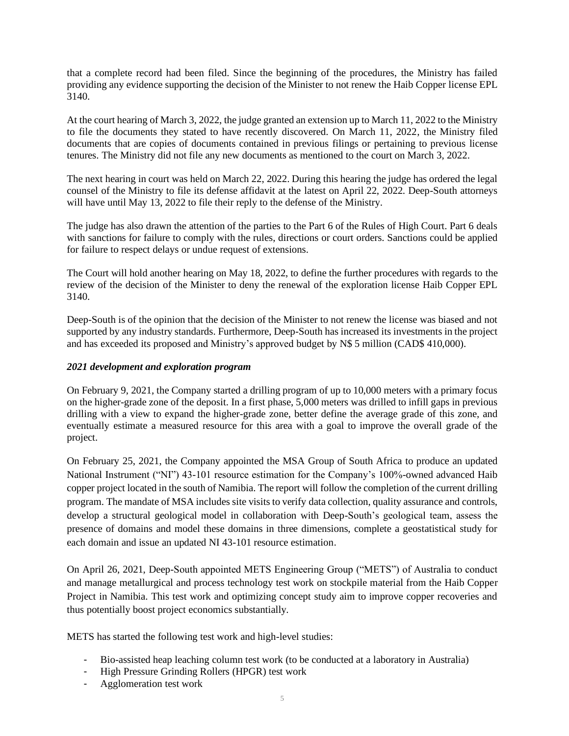that a complete record had been filed. Since the beginning of the procedures, the Ministry has failed providing any evidence supporting the decision of the Minister to not renew the Haib Copper license EPL 3140.

At the court hearing of March 3, 2022, the judge granted an extension up to March 11, 2022 to the Ministry to file the documents they stated to have recently discovered. On March 11, 2022, the Ministry filed documents that are copies of documents contained in previous filings or pertaining to previous license tenures. The Ministry did not file any new documents as mentioned to the court on March 3, 2022.

The next hearing in court was held on March 22, 2022. During this hearing the judge has ordered the legal counsel of the Ministry to file its defense affidavit at the latest on April 22, 2022. Deep-South attorneys will have until May 13, 2022 to file their reply to the defense of the Ministry.

The judge has also drawn the attention of the parties to the Part 6 of the Rules of High Court. Part 6 deals with sanctions for failure to comply with the rules, directions or court orders. Sanctions could be applied for failure to respect delays or undue request of extensions.

The Court will hold another hearing on May 18, 2022, to define the further procedures with regards to the review of the decision of the Minister to deny the renewal of the exploration license Haib Copper EPL 3140.

Deep-South is of the opinion that the decision of the Minister to not renew the license was biased and not supported by any industry standards. Furthermore, Deep-South has increased its investments in the project and has exceeded its proposed and Ministry's approved budget by N$ 5 million (CAD$ 410,000).

***2021 development and exploration program***

On February 9, 2021, the Company started a drilling program of up to 10,000 meters with a primary focus on the higher-grade zone of the deposit. In a first phase, 5,000 meters was drilled to infill gaps in previous drilling with a view to expand the higher-grade zone, better define the average grade of this zone, and eventually estimate a measured resource for this area with a goal to improve the overall grade of the project.

On February 25, 2021, the Company appointed the MSA Group of South Africa to produce an updated National Instrument ("NI") 43-101 resource estimation for the Company's 100%-owned advanced Haib copper project located in the south of Namibia. The report will follow the completion of the current drilling program. The mandate of MSA includes site visits to verify data collection, quality assurance and controls, develop a structural geological model in collaboration with Deep-South's geological team, assess the presence of domains and model these domains in three dimensions, complete a geostatistical study for each domain and issue an updated NI 43-101 resource estimation.

On April 26, 2021, Deep-South appointed METS Engineering Group ("METS") of Australia to conduct and manage metallurgical and process technology test work on stockpile material from the Haib Copper Project in Namibia. This test work and optimizing concept study aim to improve copper recoveries and thus potentially boost project economics substantially.

METS has started the following test work and high-level studies:

- Bio-assisted heap leaching column test work (to be conducted at a laboratory in Australia)
- High Pressure Grinding Rollers (HPGR) test work
- Agglomeration test work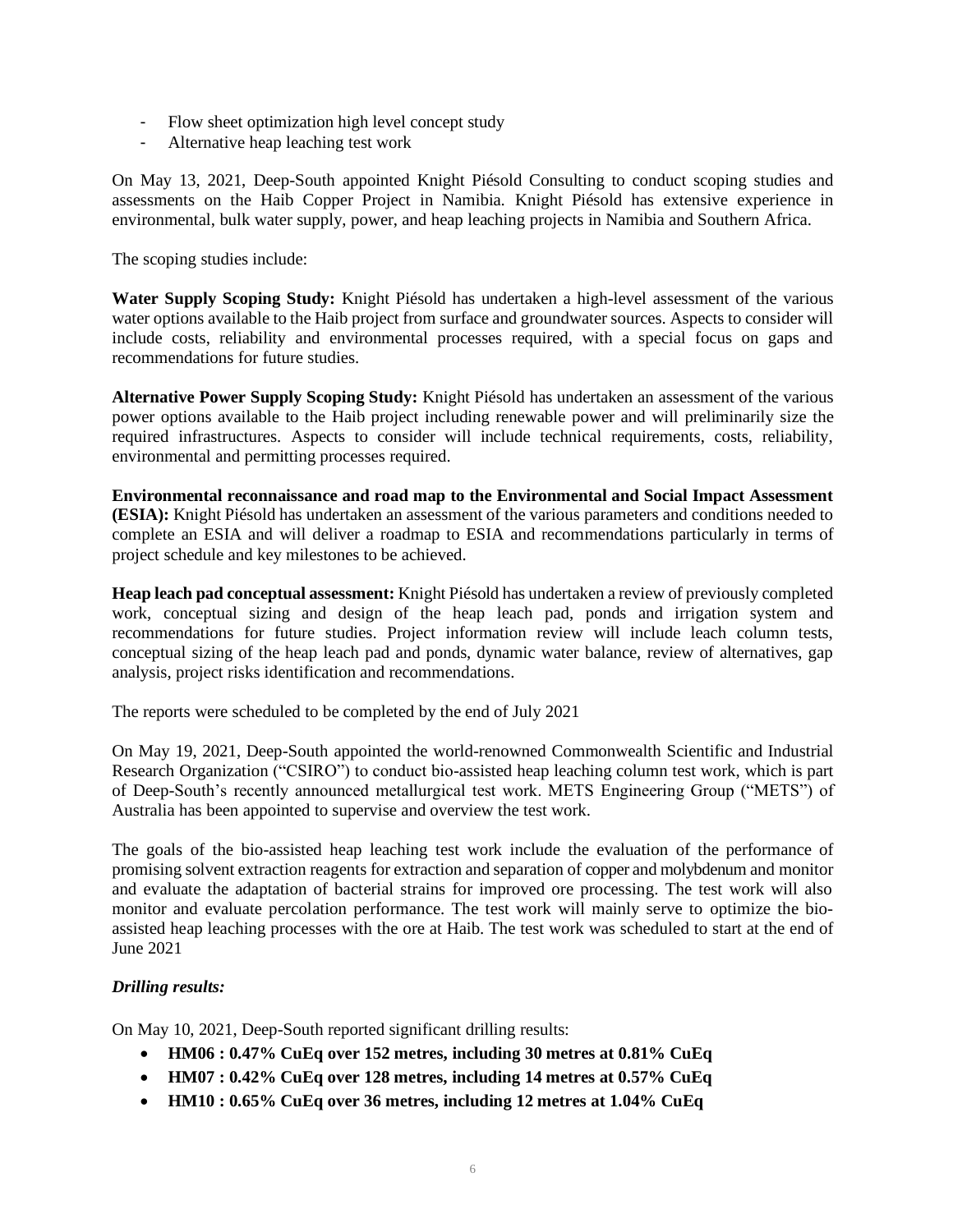- Flow sheet optimization high level concept study
- Alternative heap leaching test work

On May 13, 2021, Deep-South appointed Knight Piésold Consulting to conduct scoping studies and assessments on the Haib Copper Project in Namibia. Knight Piésold has extensive experience in environmental, bulk water supply, power, and heap leaching projects in Namibia and Southern Africa.

The scoping studies include:

**Water Supply Scoping Study:** Knight Piésold has undertaken a high-level assessment of the various water options available to the Haib project from surface and groundwater sources. Aspects to consider will include costs, reliability and environmental processes required, with a special focus on gaps and recommendations for future studies.

**Alternative Power Supply Scoping Study:** Knight Piésold has undertaken an assessment of the various power options available to the Haib project including renewable power and will preliminarily size the required infrastructures. Aspects to consider will include technical requirements, costs, reliability, environmental and permitting processes required.

**Environmental reconnaissance and road map to the Environmental and Social Impact Assessment (ESIA):** Knight Piésold has undertaken an assessment of the various parameters and conditions needed to complete an ESIA and will deliver a roadmap to ESIA and recommendations particularly in terms of project schedule and key milestones to be achieved.

**Heap leach pad conceptual assessment:** Knight Piésold has undertaken a review of previously completed work, conceptual sizing and design of the heap leach pad, ponds and irrigation system and recommendations for future studies. Project information review will include leach column tests, conceptual sizing of the heap leach pad and ponds, dynamic water balance, review of alternatives, gap analysis, project risks identification and recommendations.

The reports were scheduled to be completed by the end of July 2021

On May 19, 2021, Deep-South appointed the world-renowned Commonwealth Scientific and Industrial Research Organization ("CSIRO") to conduct bio-assisted heap leaching column test work, which is part of Deep-South's recently announced metallurgical test work. METS Engineering Group ("METS") of Australia has been appointed to supervise and overview the test work.

The goals of the bio-assisted heap leaching test work include the evaluation of the performance of promising solvent extraction reagents for extraction and separation of copper and molybdenum and monitor and evaluate the adaptation of bacterial strains for improved ore processing. The test work will also monitor and evaluate percolation performance. The test work will mainly serve to optimize the bio-assisted heap leaching processes with the ore at Haib. The test work was scheduled to start at the end of June 2021

***Drilling results:***

On May 10, 2021, Deep-South reported significant drilling results:

- **HM06 : 0.47% CuEq over 152 metres, including 30 metres at 0.81% CuEq**
- **HM07 : 0.42% CuEq over 128 metres, including 14 metres at 0.57% CuEq**
- **HM10 : 0.65% CuEq over 36 metres, including 12 metres at 1.04% CuEq**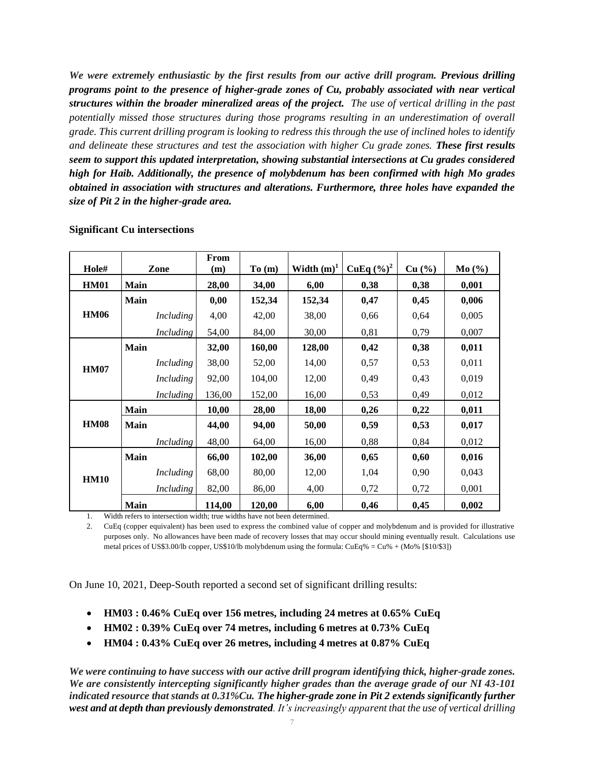*We were extremely enthusiastic by the first results from our active drill program.* ***Previous drilling programs point to the presence of higher-grade zones of Cu, probably associated with near vertical structures within the broader mineralized areas of the project.*** *The use of vertical drilling in the past potentially missed those structures during those programs resulting in an underestimation of overall grade. This current drilling program is looking to redress this through the use of inclined holes to identify and delineate these structures and test the association with higher Cu grade zones.* ***These first results seem to support this updated interpretation, showing substantial intersections at Cu grades considered high for Haib. Additionally, the presence of molybdenum has been confirmed with high Mo grades obtained in association with structures and alterations. Furthermore, three holes have expanded the size of Pit 2 in the higher-grade area.***

**Significant Cu intersections**

| Hole# | Zone | From (m) | To (m) | Width (m)[1] | CuEq (%)[2] | Cu (%) | Mo (%) |
|---|---|---|---|---|---|---|---|
| **HM01** | **Main** | **28,00** | **34,00** | **6,00** | **0,38** | **0,38** | **0,001** |
| **HM06** | **Main** | **0,00** | **152,34** | **152,34** | **0,47** | **0,45** | **0,006** |
| | *Including* | 4,00 | 42,00 | 38,00 | 0,66 | 0,64 | 0,005 |
| | *Including* | 54,00 | 84,00 | 30,00 | 0,81 | 0,79 | 0,007 |
| **HM07** | **Main** | **32,00** | **160,00** | **128,00** | **0,42** | **0,38** | **0,011** |
| | *Including* | 38,00 | 52,00 | 14,00 | 0,57 | 0,53 | 0,011 |
| | *Including* | 92,00 | 104,00 | 12,00 | 0,49 | 0,43 | 0,019 |
| | *Including* | 136,00 | 152,00 | 16,00 | 0,53 | 0,49 | 0,012 |
| **HM08** | **Main** | **10,00** | **28,00** | **18,00** | **0,26** | **0,22** | **0,011** |
| | **Main** | **44,00** | **94,00** | **50,00** | **0,59** | **0,53** | **0,017** |
| | *Including* | 48,00 | 64,00 | 16,00 | 0,88 | 0,84 | 0,012 |
| **HM10** | **Main** | **66,00** | **102,00** | **36,00** | **0,65** | **0,60** | **0,016** |
| | *Including* | 68,00 | 80,00 | 12,00 | 1,04 | 0,90 | 0,043 |
| | *Including* | 82,00 | 86,00 | 4,00 | 0,72 | 0,72 | 0,001 |
| | **Main** | **114,00** | **120,00** | **6,00** | **0,46** | **0,45** | **0,002** |

1. Width refers to intersection width; true widths have not been determined.
2. CuEq (copper equivalent) has been used to express the combined value of copper and molybdenum and is provided for illustrative purposes only. No allowances have been made of recovery losses that may occur should mining eventually result. Calculations use metal prices of US$3.00/lb copper, US$10/lb molybdenum using the formula: CuEq% = Cu% + (Mo% [$10/$3])

On June 10, 2021, Deep-South reported a second set of significant drilling results:

- **HM03 : 0.46% CuEq over 156 metres, including 24 metres at 0.65% CuEq**
- **HM02 : 0.39% CuEq over 74 metres, including 6 metres at 0.73% CuEq**
- **HM04 : 0.43% CuEq over 26 metres, including 4 metres at 0.87% CuEq**

***We were continuing to have success with our active drill program identifying thick, higher-grade zones. We are consistently intercepting significantly higher grades than the average grade of our NI 43-101 indicated resource that stands at 0.31%Cu. The higher-grade zone in Pit 2 extends significantly further west and at depth than previously demonstrated****. It's increasingly apparent that the use of vertical drilling*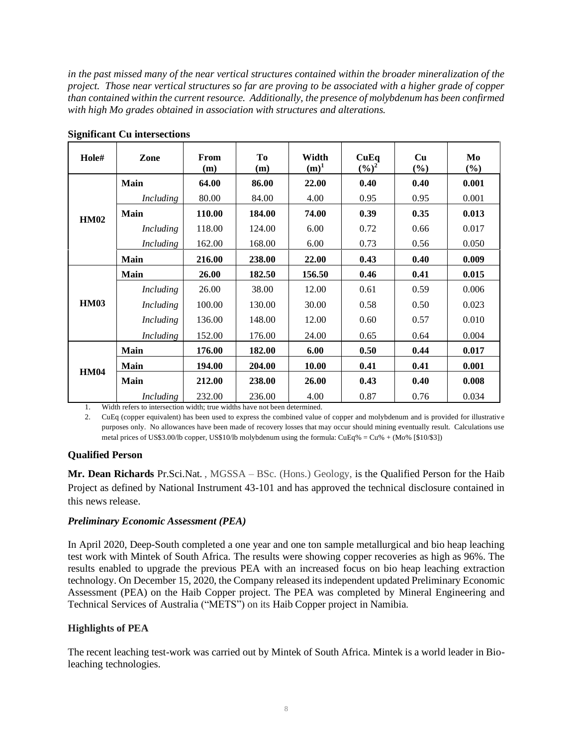*in the past missed many of the near vertical structures contained within the broader mineralization of the project. Those near vertical structures so far are proving to be associated with a higher grade of copper than contained within the current resource. Additionally, the presence of molybdenum has been confirmed with high Mo grades obtained in association with structures and alterations.*

**Significant Cu intersections**

| Hole# | Zone | From (m) | To (m) | Width (m)[1] | CuEq (%)[2] | Cu (%) | Mo (%) |
|---|---|---|---|---|---|---|---|
| **HM02** | **Main** | **64.00** | **86.00** | **22.00** | **0.40** | **0.40** | **0.001** |
| | *Including* | 80.00 | 84.00 | 4.00 | 0.95 | 0.95 | 0.001 |
| | **Main** | **110.00** | **184.00** | **74.00** | **0.39** | **0.35** | **0.013** |
| | *Including* | 118.00 | 124.00 | 6.00 | 0.72 | 0.66 | 0.017 |
| | *Including* | 162.00 | 168.00 | 6.00 | 0.73 | 0.56 | 0.050 |
| | **Main** | **216.00** | **238.00** | **22.00** | **0.43** | **0.40** | **0.009** |
| **HM03** | **Main** | **26.00** | **182.50** | **156.50** | **0.46** | **0.41** | **0.015** |
| | *Including* | 26.00 | 38.00 | 12.00 | 0.61 | 0.59 | 0.006 |
| | *Including* | 100.00 | 130.00 | 30.00 | 0.58 | 0.50 | 0.023 |
| | *Including* | 136.00 | 148.00 | 12.00 | 0.60 | 0.57 | 0.010 |
| | *Including* | 152.00 | 176.00 | 24.00 | 0.65 | 0.64 | 0.004 |
| **HM04** | **Main** | **176.00** | **182.00** | **6.00** | **0.50** | **0.44** | **0.017** |
| | **Main** | **194.00** | **204.00** | **10.00** | **0.41** | **0.41** | **0.001** |
| | **Main** | **212.00** | **238.00** | **26.00** | **0.43** | **0.40** | **0.008** |
| | *Including* | 232.00 | 236.00 | 4.00 | 0.87 | 0.76 | 0.034 |

1. Width refers to intersection width; true widths have not been determined.
2. CuEq (copper equivalent) has been used to express the combined value of copper and molybdenum and is provided for illustrative purposes only. No allowances have been made of recovery losses that may occur should mining eventually result. Calculations use metal prices of US$3.00/lb copper, US$10/lb molybdenum using the formula: CuEq% = Cu% + (Mo% [$10/$3])

**Qualified Person**

**Mr. Dean Richards** Pr.Sci.Nat. , MGSSA – BSc. (Hons.) Geology, is the Qualified Person for the Haib Project as defined by National Instrument 43-101 and has approved the technical disclosure contained in this news release.

***Preliminary Economic Assessment (PEA)***

In April 2020, Deep-South completed a one year and one ton sample metallurgical and bio heap leaching test work with Mintek of South Africa. The results were showing copper recoveries as high as 96%. The results enabled to upgrade the previous PEA with an increased focus on bio heap leaching extraction technology. On December 15, 2020, the Company released its independent updated Preliminary Economic Assessment (PEA) on the Haib Copper project. The PEA was completed by Mineral Engineering and Technical Services of Australia ("METS") on its Haib Copper project in Namibia.

**Highlights of PEA**

The recent leaching test-work was carried out by Mintek of South Africa. Mintek is a world leader in Bio-leaching technologies.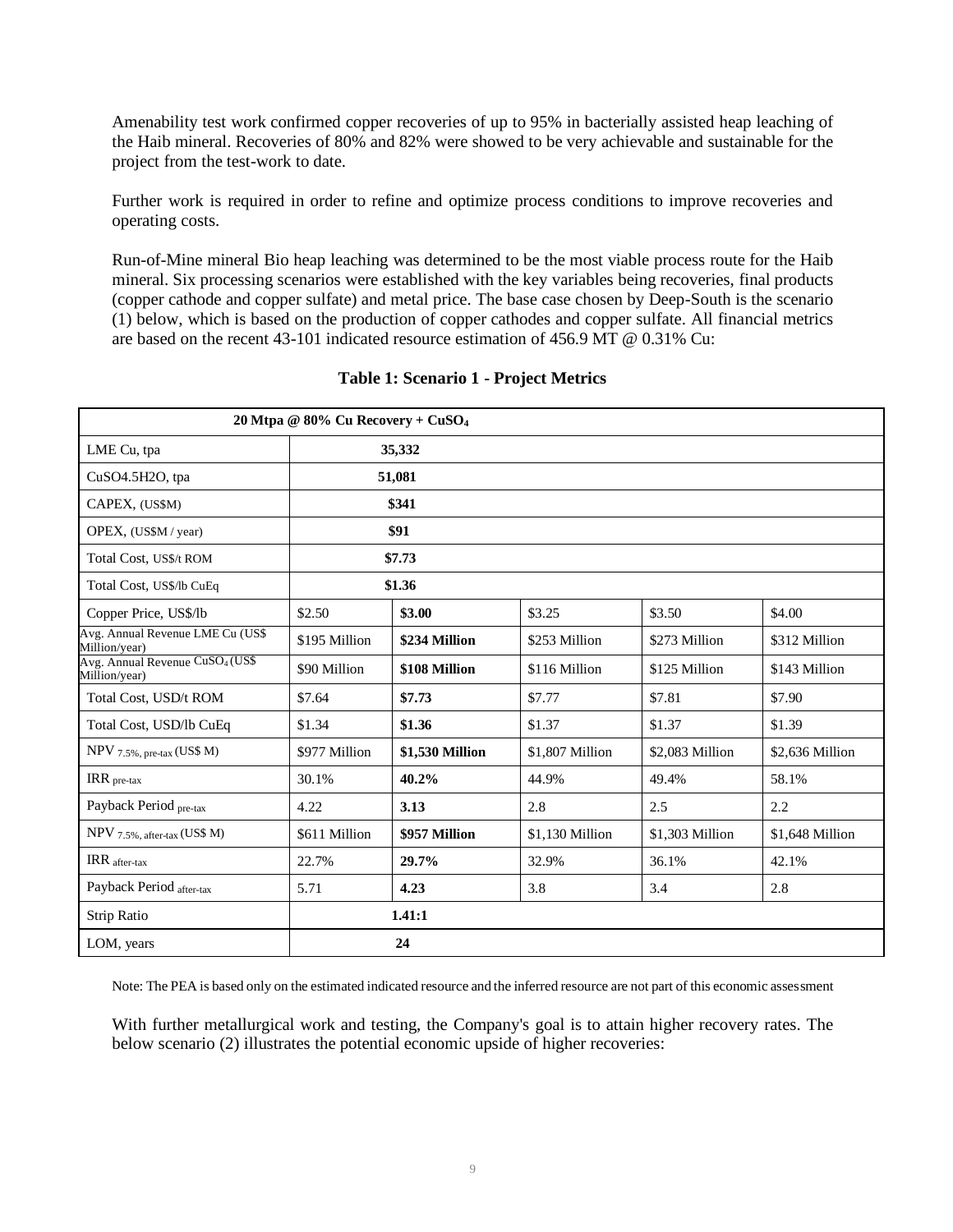Amenability test work confirmed copper recoveries of up to 95% in bacterially assisted heap leaching of the Haib mineral. Recoveries of 80% and 82% were showed to be very achievable and sustainable for the project from the test-work to date.

Further work is required in order to refine and optimize process conditions to improve recoveries and operating costs.

Run-of-Mine mineral Bio heap leaching was determined to be the most viable process route for the Haib mineral. Six processing scenarios were established with the key variables being recoveries, final products (copper cathode and copper sulfate) and metal price. The base case chosen by Deep-South is the scenario (1) below, which is based on the production of copper cathodes and copper sulfate. All financial metrics are based on the recent 43-101 indicated resource estimation of 456.9 MT @ 0.31% Cu:

**Table 1: Scenario 1 - Project Metrics**

| **20 Mtpa @ 80% Cu Recovery + $CuSO_4$** | | | | | |
|---|---|---|---|---|---|
| LME Cu, tpa | **35,332** | | | | |
| CuSO4.5H2O, tpa | **51,081** | | | | |
| CAPEX, (US$M) | **$341** | | | | |
| OPEX, (US$M / year) | **$91** | | | | |
| Total Cost, US$/t ROM | **$7.73** | | | | |
| Total Cost, US$/lb CuEq | **$1.36** | | | | |
| Copper Price, US$/lb | $2.50 | **$3.00** | $3.25 | $3.50 | $4.00 |
| Avg. Annual Revenue LME Cu (US$ Million/year) | $195 Million | **$234 Million** | $253 Million | $273 Million | $312 Million |
| Avg. Annual Revenue $CuSO_4$ (US$ Million/year) | $90 Million | **$108 Million** | $116 Million | $125 Million | $143 Million |
| Total Cost, USD/t ROM | $7.64 | **$7.73** | $7.77 | $7.81 | $7.90 |
| Total Cost, USD/lb CuEq | $1.34 | **$1.36** | $1.37 | $1.37 | $1.39 |
| NPV $_{7.5\%,\ pre\text{-}tax}$ (US$ M) | $977 Million | **$1,530 Million** | $1,807 Million | $2,083 Million | $2,636 Million |
| IRR $_{pre\text{-}tax}$ | 30.1% | **40.2%** | 44.9% | 49.4% | 58.1% |
| Payback Period $_{pre\text{-}tax}$ | 4.22 | **3.13** | 2.8 | 2.5 | 2.2 |
| NPV $_{7.5\%,\ after\text{-}tax}$ (US$ M) | $611 Million | **$957 Million** | $1,130 Million | $1,303 Million | $1,648 Million |
| IRR $_{after\text{-}tax}$ | 22.7% | **29.7%** | 32.9% | 36.1% | 42.1% |
| Payback Period $_{after\text{-}tax}$ | 5.71 | **4.23** | 3.8 | 3.4 | 2.8 |
| Strip Ratio | **1.41:1** | | | | |
| LOM, years | **24** | | | | |

Note: The PEA is based only on the estimated indicated resource and the inferred resource are not part of this economic assessment

With further metallurgical work and testing, the Company's goal is to attain higher recovery rates. The below scenario (2) illustrates the potential economic upside of higher recoveries: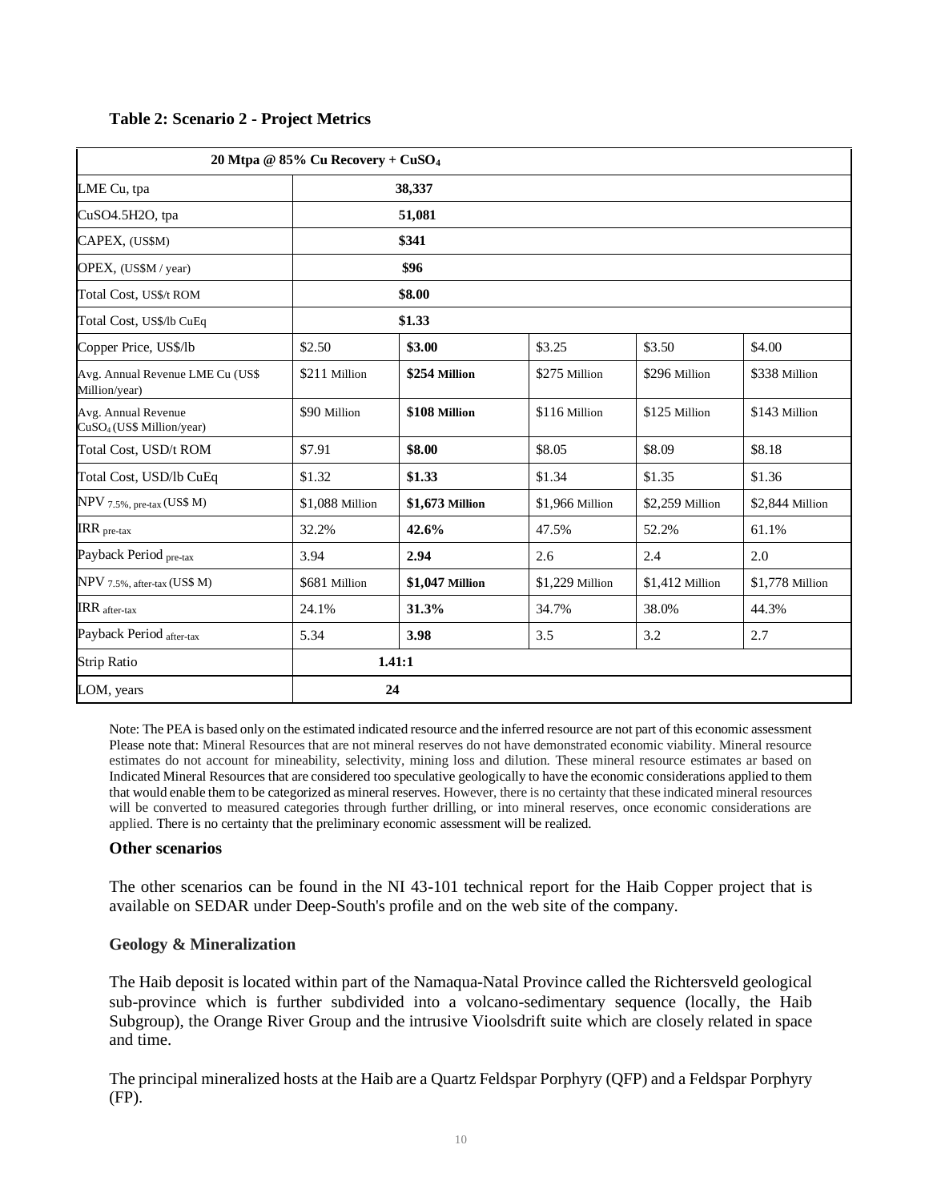**Table 2: Scenario 2 - Project Metrics**

| 20 Mtpa @ 85% Cu Recovery + $CuSO_4$ | | | | | |
|---|---|---|---|---|---|
| LME Cu, tpa | **38,337** | | | | |
| CuSO4.5H2O, tpa | **51,081** | | | | |
| CAPEX, (US$M) | **$341** | | | | |
| OPEX, (US$M / year) | **$96** | | | | |
| Total Cost, US$/t ROM | **$8.00** | | | | |
| Total Cost, US$/lb CuEq | **$1.33** | | | | |
| Copper Price, US$/lb | $2.50 | **$3.00** | $3.25 | $3.50 | $4.00 |
| Avg. Annual Revenue LME Cu (US$ Million/year) | $211 Million | **$254 Million** | $275 Million | $296 Million | $338 Million |
| Avg. Annual Revenue $CuSO_4$ (US$ Million/year) | $90 Million | **$108 Million** | $116 Million | $125 Million | $143 Million |
| Total Cost, USD/t ROM | $7.91 | **$8.00** | $8.05 | $8.09 | $8.18 |
| Total Cost, USD/lb CuEq | $1.32 | **$1.33** | $1.34 | $1.35 | $1.36 |
| $NPV_{7.5\%, pre-tax}$ (US$ M) | $1,088 Million | **$1,673 Million** | $1,966 Million | $2,259 Million | $2,844 Million |
| $IRR_{pre-tax}$ | 32.2% | **42.6%** | 47.5% | 52.2% | 61.1% |
| Payback Period $_{pre-tax}$ | 3.94 | **2.94** | 2.6 | 2.4 | 2.0 |
| $NPV_{7.5\%, after-tax}$ (US$ M) | $681 Million | **$1,047 Million** | $1,229 Million | $1,412 Million | $1,778 Million |
| $IRR_{after-tax}$ | 24.1% | **31.3%** | 34.7% | 38.0% | 44.3% |
| Payback Period $_{after-tax}$ | 5.34 | **3.98** | 3.5 | 3.2 | 2.7 |
| Strip Ratio | **1.41:1** | | | | |
| LOM, years | **24** | | | | |

Note: The PEA is based only on the estimated indicated resource and the inferred resource are not part of this economic assessment Please note that: Mineral Resources that are not mineral reserves do not have demonstrated economic viability. Mineral resource estimates do not account for mineability, selectivity, mining loss and dilution. These mineral resource estimates ar based on Indicated Mineral Resources that are considered too speculative geologically to have the economic considerations applied to them that would enable them to be categorized as mineral reserves. However, there is no certainty that these indicated mineral resources will be converted to measured categories through further drilling, or into mineral reserves, once economic considerations are applied. There is no certainty that the preliminary economic assessment will be realized.

#### Other scenarios

The other scenarios can be found in the NI 43-101 technical report for the Haib Copper project that is available on SEDAR under Deep-South's profile and on the web site of the company.

#### Geology & Mineralization

The Haib deposit is located within part of the Namaqua-Natal Province called the Richtersveld geological sub-province which is further subdivided into a volcano-sedimentary sequence (locally, the Haib Subgroup), the Orange River Group and the intrusive Vioolsdrift suite which are closely related in space and time.

The principal mineralized hosts at the Haib are a Quartz Feldspar Porphyry (QFP) and a Feldspar Porphyry (FP).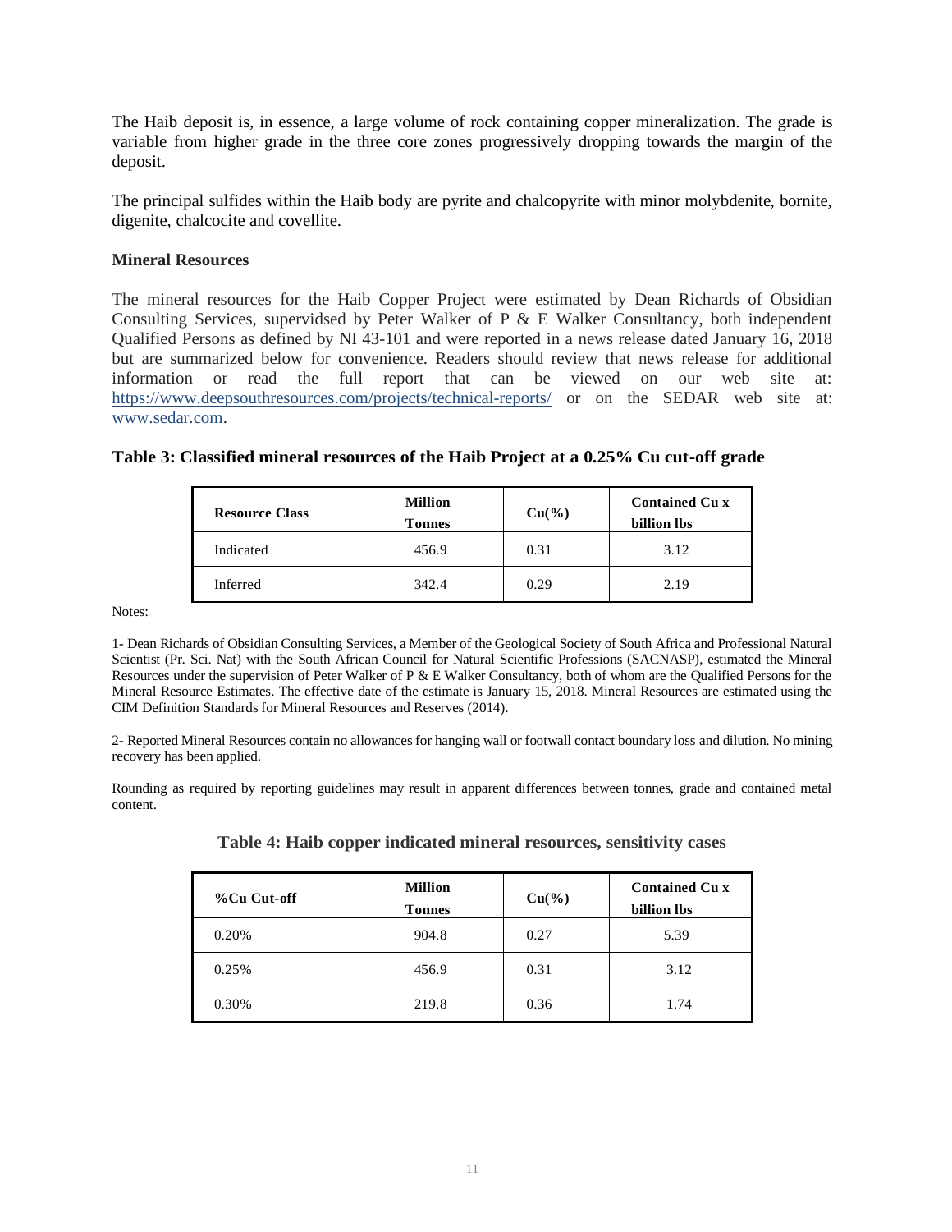The Haib deposit is, in essence, a large volume of rock containing copper mineralization. The grade is variable from higher grade in the three core zones progressively dropping towards the margin of the deposit.

The principal sulfides within the Haib body are pyrite and chalcopyrite with minor molybdenite, bornite, digenite, chalcocite and covellite.

**Mineral Resources**

The mineral resources for the Haib Copper Project were estimated by Dean Richards of Obsidian Consulting Services, supervidsed by Peter Walker of P & E Walker Consultancy, both independent Qualified Persons as defined by NI 43-101 and were reported in a news release dated January 16, 2018 but are summarized below for convenience. Readers should review that news release for additional information or read the full report that can be viewed on our web site at: https://www.deepsouthresources.com/projects/technical-reports/ or on the SEDAR web site at: www.sedar.com.

**Table 3: Classified mineral resources of the Haib Project at a 0.25% Cu cut-off grade**

| Resource Class | Million Tonnes | Cu(%) | Contained Cu x billion lbs |
|---|---|---|---|
| Indicated | 456.9 | 0.31 | 3.12 |
| Inferred | 342.4 | 0.29 | 2.19 |

Notes:

1- Dean Richards of Obsidian Consulting Services, a Member of the Geological Society of South Africa and Professional Natural Scientist (Pr. Sci. Nat) with the South African Council for Natural Scientific Professions (SACNASP), estimated the Mineral Resources under the supervision of Peter Walker of P & E Walker Consultancy, both of whom are the Qualified Persons for the Mineral Resource Estimates. The effective date of the estimate is January 15, 2018. Mineral Resources are estimated using the CIM Definition Standards for Mineral Resources and Reserves (2014).

2- Reported Mineral Resources contain no allowances for hanging wall or footwall contact boundary loss and dilution. No mining recovery has been applied.

Rounding as required by reporting guidelines may result in apparent differences between tonnes, grade and contained metal content.

**Table 4: Haib copper indicated mineral resources, sensitivity cases**

| %Cu Cut-off | Million Tonnes | Cu(%) | Contained Cu x billion lbs |
|---|---|---|---|
| 0.20% | 904.8 | 0.27 | 5.39 |
| 0.25% | 456.9 | 0.31 | 3.12 |
| 0.30% | 219.8 | 0.36 | 1.74 |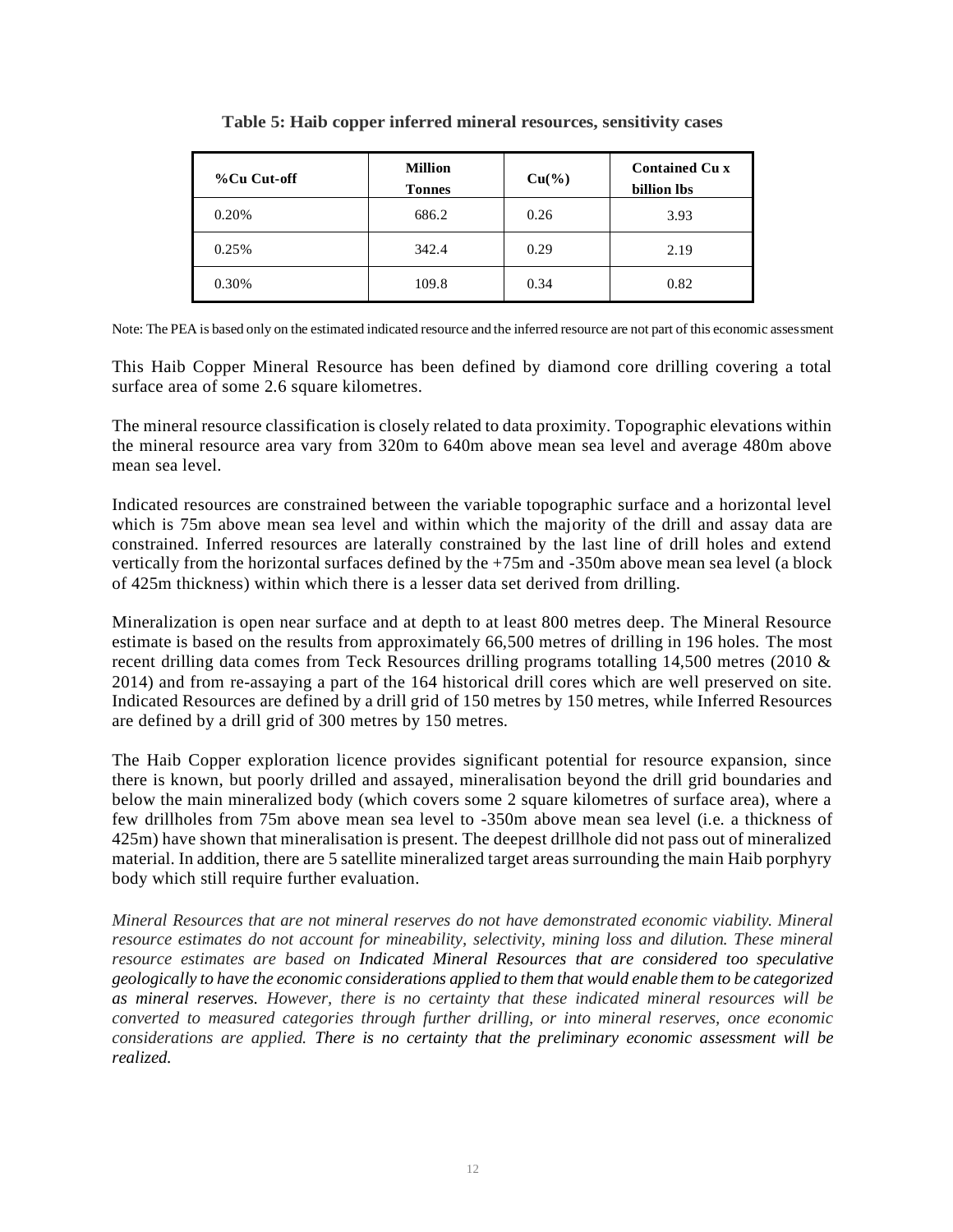**Table 5: Haib copper inferred mineral resources, sensitivity cases**

| %Cu Cut-off | Million Tonnes | Cu(%) | Contained Cu x billion lbs |
|---|---|---|---|
| 0.20% | 686.2 | 0.26 | 3.93 |
| 0.25% | 342.4 | 0.29 | 2.19 |
| 0.30% | 109.8 | 0.34 | 0.82 |

Note: The PEA is based only on the estimated indicated resource and the inferred resource are not part of this economic assessment

This Haib Copper Mineral Resource has been defined by diamond core drilling covering a total surface area of some 2.6 square kilometres.

The mineral resource classification is closely related to data proximity. Topographic elevations within the mineral resource area vary from 320m to 640m above mean sea level and average 480m above mean sea level.

Indicated resources are constrained between the variable topographic surface and a horizontal level which is 75m above mean sea level and within which the majority of the drill and assay data are constrained. Inferred resources are laterally constrained by the last line of drill holes and extend vertically from the horizontal surfaces defined by the +75m and -350m above mean sea level (a block of 425m thickness) within which there is a lesser data set derived from drilling.

Mineralization is open near surface and at depth to at least 800 metres deep. The Mineral Resource estimate is based on the results from approximately 66,500 metres of drilling in 196 holes. The most recent drilling data comes from Teck Resources drilling programs totalling 14,500 metres (2010 & 2014) and from re-assaying a part of the 164 historical drill cores which are well preserved on site. Indicated Resources are defined by a drill grid of 150 metres by 150 metres, while Inferred Resources are defined by a drill grid of 300 metres by 150 metres.

The Haib Copper exploration licence provides significant potential for resource expansion, since there is known, but poorly drilled and assayed, mineralisation beyond the drill grid boundaries and below the main mineralized body (which covers some 2 square kilometres of surface area), where a few drillholes from 75m above mean sea level to -350m above mean sea level (i.e. a thickness of 425m) have shown that mineralisation is present. The deepest drillhole did not pass out of mineralized material. In addition, there are 5 satellite mineralized target areas surrounding the main Haib porphyry body which still require further evaluation.

*Mineral Resources that are not mineral reserves do not have demonstrated economic viability. Mineral resource estimates do not account for mineability, selectivity, mining loss and dilution. These mineral resource estimates are based on Indicated Mineral Resources that are considered too speculative geologically to have the economic considerations applied to them that would enable them to be categorized as mineral reserves. However, there is no certainty that these indicated mineral resources will be converted to measured categories through further drilling, or into mineral reserves, once economic considerations are applied. There is no certainty that the preliminary economic assessment will be realized.*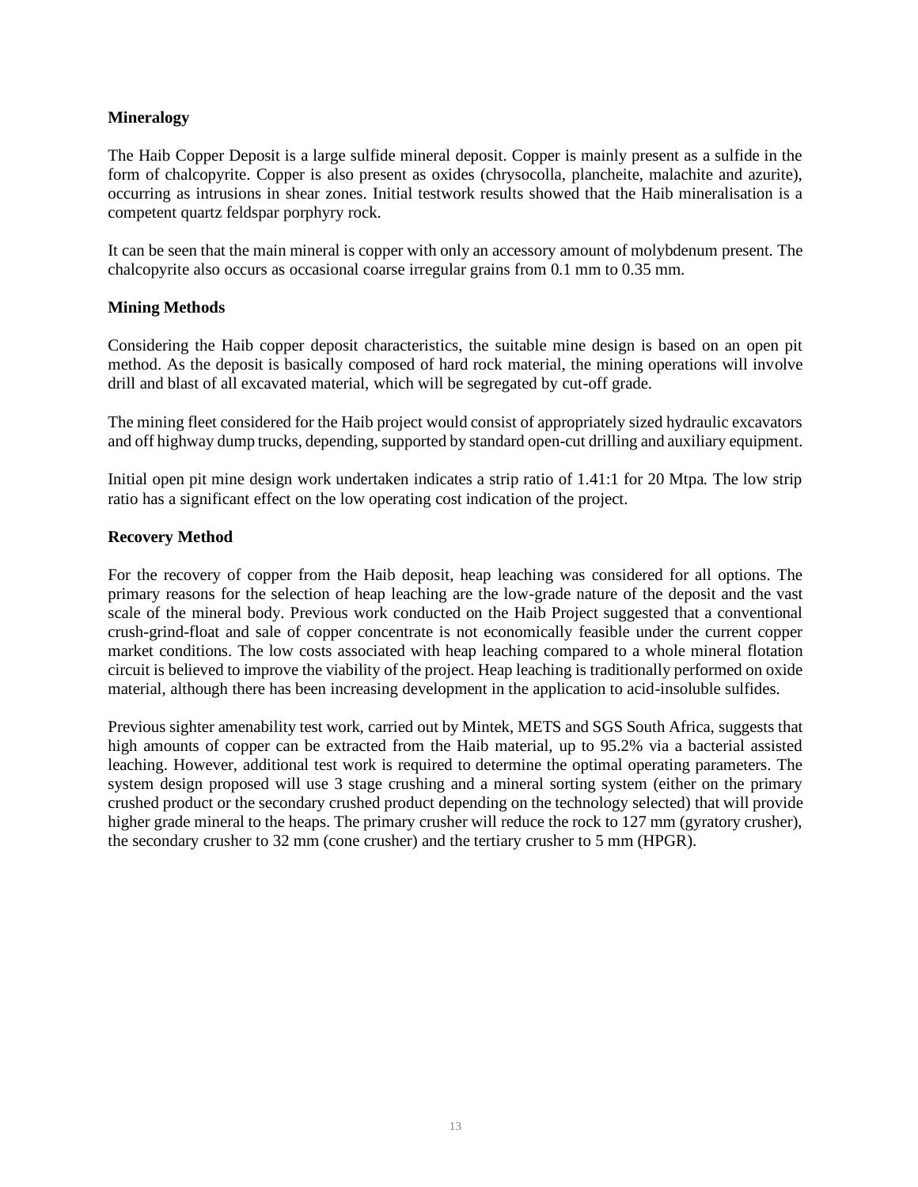**Mineralogy**

The Haib Copper Deposit is a large sulfide mineral deposit. Copper is mainly present as a sulfide in the form of chalcopyrite. Copper is also present as oxides (chrysocolla, plancheite, malachite and azurite), occurring as intrusions in shear zones. Initial testwork results showed that the Haib mineralisation is a competent quartz feldspar porphyry rock.

It can be seen that the main mineral is copper with only an accessory amount of molybdenum present. The chalcopyrite also occurs as occasional coarse irregular grains from 0.1 mm to 0.35 mm.

**Mining Methods**

Considering the Haib copper deposit characteristics, the suitable mine design is based on an open pit method. As the deposit is basically composed of hard rock material, the mining operations will involve drill and blast of all excavated material, which will be segregated by cut-off grade.

The mining fleet considered for the Haib project would consist of appropriately sized hydraulic excavators and off highway dump trucks, depending, supported by standard open-cut drilling and auxiliary equipment.

Initial open pit mine design work undertaken indicates a strip ratio of 1.41:1 for 20 Mtpa. The low strip ratio has a significant effect on the low operating cost indication of the project.

**Recovery Method**

For the recovery of copper from the Haib deposit, heap leaching was considered for all options. The primary reasons for the selection of heap leaching are the low-grade nature of the deposit and the vast scale of the mineral body. Previous work conducted on the Haib Project suggested that a conventional crush-grind-float and sale of copper concentrate is not economically feasible under the current copper market conditions. The low costs associated with heap leaching compared to a whole mineral flotation circuit is believed to improve the viability of the project. Heap leaching is traditionally performed on oxide material, although there has been increasing development in the application to acid-insoluble sulfides.

Previous sighter amenability test work, carried out by Mintek, METS and SGS South Africa, suggests that high amounts of copper can be extracted from the Haib material, up to 95.2% via a bacterial assisted leaching. However, additional test work is required to determine the optimal operating parameters. The system design proposed will use 3 stage crushing and a mineral sorting system (either on the primary crushed product or the secondary crushed product depending on the technology selected) that will provide higher grade mineral to the heaps. The primary crusher will reduce the rock to 127 mm (gyratory crusher), the secondary crusher to 32 mm (cone crusher) and the tertiary crusher to 5 mm (HPGR).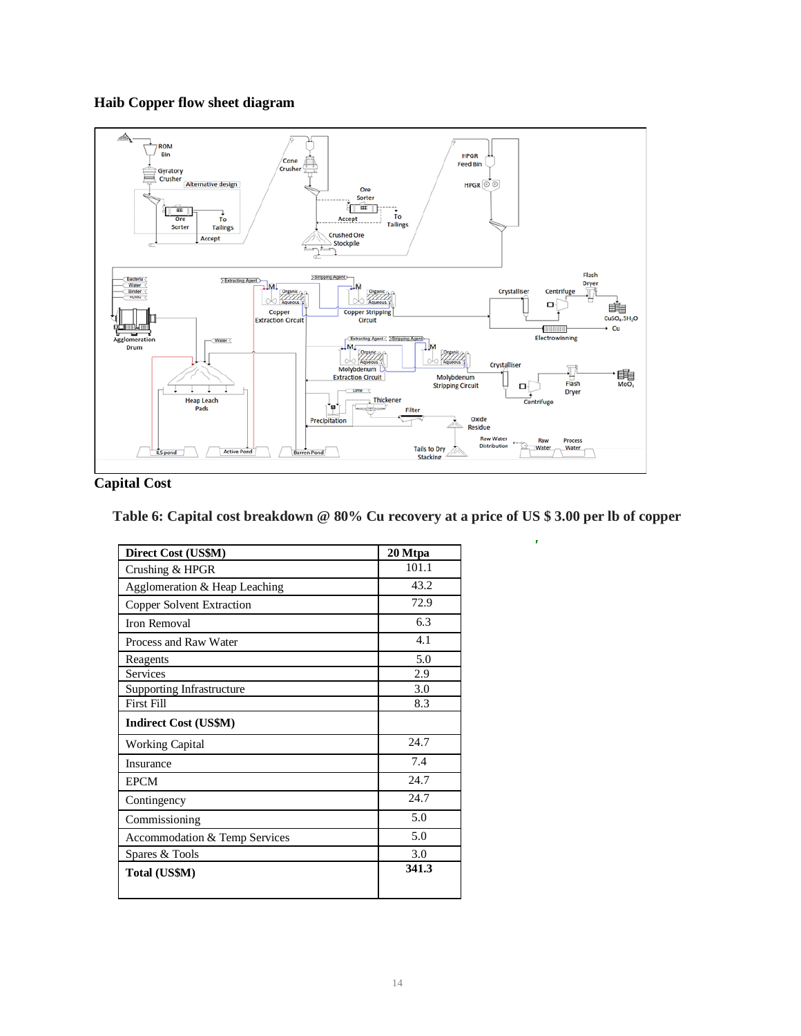**Haib Copper flow sheet diagram**

**Capital Cost**

**Table 6: Capital cost breakdown @ 80% Cu recovery at a price of US $ 3.00 per lb of copper**

| Direct Cost (US$M) | 20 Mtpa |
|---|---|
| Crushing & HPGR | 101.1 |
| Agglomeration & Heap Leaching | 43.2 |
| Copper Solvent Extraction | 72.9 |
| Iron Removal | 6.3 |
| Process and Raw Water | 4.1 |
| Reagents | 5.0 |
| Services | 2.9 |
| Supporting Infrastructure | 3.0 |
| First Fill | 8.3 |
| **Indirect Cost (US$M)** | |
| Working Capital | 24.7 |
| Insurance | 7.4 |
| EPCM | 24.7 |
| Contingency | 24.7 |
| Commissioning | 5.0 |
| Accommodation & Temp Services | 5.0 |
| Spares & Tools | 3.0 |
| **Total (US$M)** | **341.3** |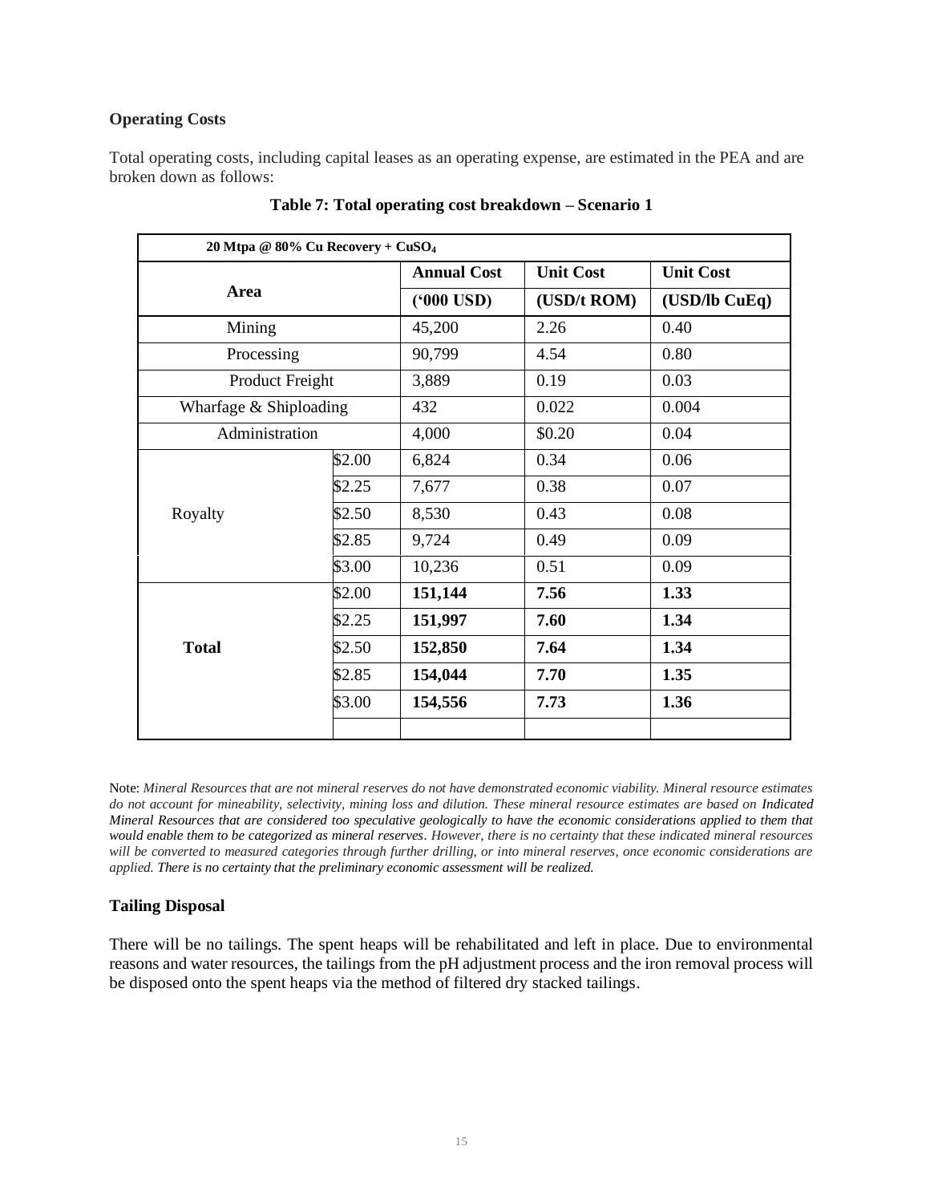**Operating Costs**

Total operating costs, including capital leases as an operating expense, are estimated in the PEA and are broken down as follows:

**Table 7: Total operating cost breakdown – Scenario 1**

| 20 Mtpa @ 80% Cu Recovery + $CuSO_4$ | | | | |
|---|---|---|---|---|
| **Area** | | **Annual Cost ('000 USD)** | **Unit Cost (USD/t ROM)** | **Unit Cost (USD/lb CuEq)** |
| Mining | | 45,200 | 2.26 | 0.40 |
| Processing | | 90,799 | 4.54 | 0.80 |
| Product Freight | | 3,889 | 0.19 | 0.03 |
| Wharfage & Shiploading | | 432 | 0.022 | 0.004 |
| Administration | | 4,000 | $0.20 | 0.04 |
| Royalty | $2.00 | 6,824 | 0.34 | 0.06 |
| | $2.25 | 7,677 | 0.38 | 0.07 |
| | $2.50 | 8,530 | 0.43 | 0.08 |
| | $2.85 | 9,724 | 0.49 | 0.09 |
| | $3.00 | 10,236 | 0.51 | 0.09 |
| **Total** | $2.00 | **151,144** | **7.56** | **1.33** |
| | $2.25 | **151,997** | **7.60** | **1.34** |
| | $2.50 | **152,850** | **7.64** | **1.34** |
| | $2.85 | **154,044** | **7.70** | **1.35** |
| | $3.00 | **154,556** | **7.73** | **1.36** |

Note: *Mineral Resources that are not mineral reserves do not have demonstrated economic viability. Mineral resource estimates do not account for mineability, selectivity, mining loss and dilution. These mineral resource estimates are based on Indicated Mineral Resources that are considered too speculative geologically to have the economic considerations applied to them that would enable them to be categorized as mineral reserves. However, there is no certainty that these indicated mineral resources will be converted to measured categories through further drilling, or into mineral reserves, once economic considerations are applied. There is no certainty that the preliminary economic assessment will be realized.*

**Tailing Disposal**

There will be no tailings. The spent heaps will be rehabilitated and left in place. Due to environmental reasons and water resources, the tailings from the pH adjustment process and the iron removal process will be disposed onto the spent heaps via the method of filtered dry stacked tailings.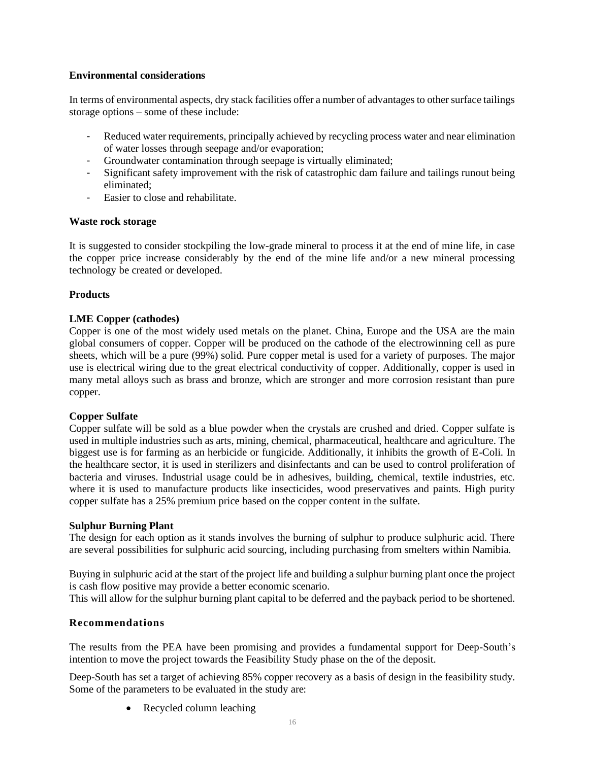**Environmental considerations**

In terms of environmental aspects, dry stack facilities offer a number of advantages to other surface tailings storage options – some of these include:

- Reduced water requirements, principally achieved by recycling process water and near elimination of water losses through seepage and/or evaporation;
- Groundwater contamination through seepage is virtually eliminated;
- Significant safety improvement with the risk of catastrophic dam failure and tailings runout being eliminated;
- Easier to close and rehabilitate.

**Waste rock storage**

It is suggested to consider stockpiling the low-grade mineral to process it at the end of mine life, in case the copper price increase considerably by the end of the mine life and/or a new mineral processing technology be created or developed.

**Products**

**LME Copper (cathodes)**
Copper is one of the most widely used metals on the planet. China, Europe and the USA are the main global consumers of copper. Copper will be produced on the cathode of the electrowinning cell as pure sheets, which will be a pure (99%) solid. Pure copper metal is used for a variety of purposes. The major use is electrical wiring due to the great electrical conductivity of copper. Additionally, copper is used in many metal alloys such as brass and bronze, which are stronger and more corrosion resistant than pure copper.

**Copper Sulfate**
Copper sulfate will be sold as a blue powder when the crystals are crushed and dried. Copper sulfate is used in multiple industries such as arts, mining, chemical, pharmaceutical, healthcare and agriculture. The biggest use is for farming as an herbicide or fungicide. Additionally, it inhibits the growth of E-Coli. In the healthcare sector, it is used in sterilizers and disinfectants and can be used to control proliferation of bacteria and viruses. Industrial usage could be in adhesives, building, chemical, textile industries, etc. where it is used to manufacture products like insecticides, wood preservatives and paints. High purity copper sulfate has a 25% premium price based on the copper content in the sulfate.

**Sulphur Burning Plant**
The design for each option as it stands involves the burning of sulphur to produce sulphuric acid. There are several possibilities for sulphuric acid sourcing, including purchasing from smelters within Namibia.

Buying in sulphuric acid at the start of the project life and building a sulphur burning plant once the project is cash flow positive may provide a better economic scenario.
This will allow for the sulphur burning plant capital to be deferred and the payback period to be shortened.

## Recommendations

The results from the PEA have been promising and provides a fundamental support for Deep-South's intention to move the project towards the Feasibility Study phase on the of the deposit.

Deep-South has set a target of achieving 85% copper recovery as a basis of design in the feasibility study. Some of the parameters to be evaluated in the study are:

- Recycled column leaching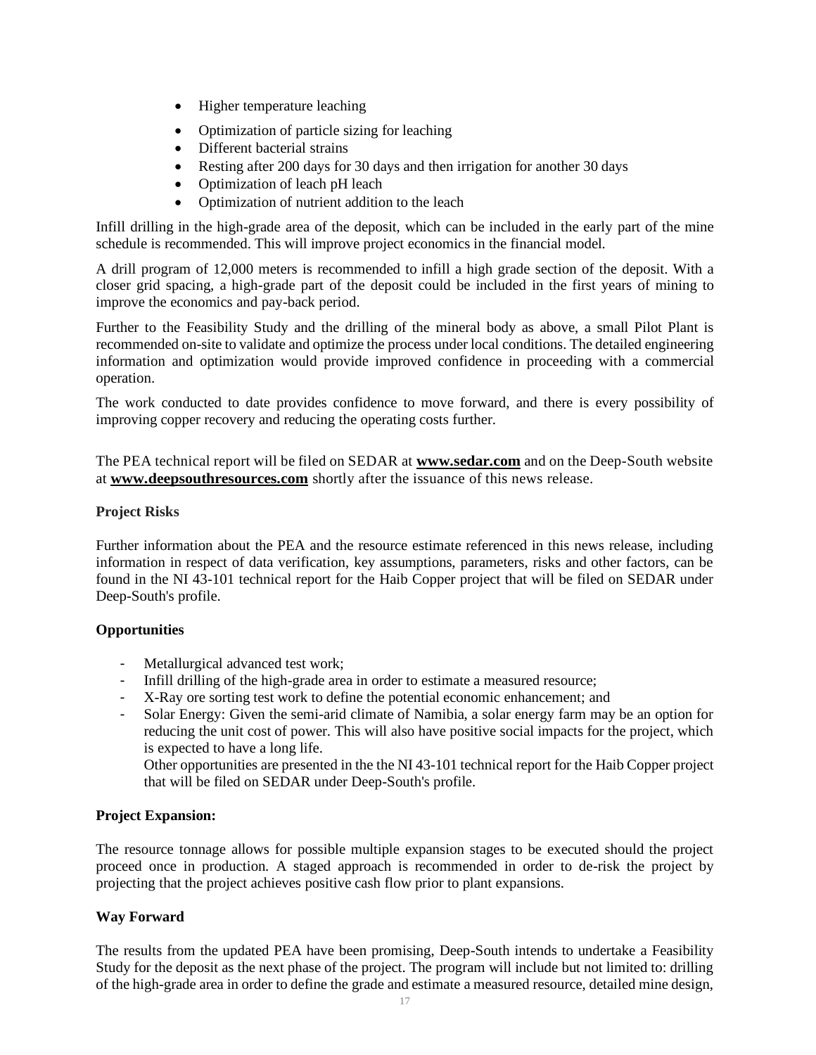- Higher temperature leaching
- Optimization of particle sizing for leaching
- Different bacterial strains
- Resting after 200 days for 30 days and then irrigation for another 30 days
- Optimization of leach pH leach
- Optimization of nutrient addition to the leach

Infill drilling in the high-grade area of the deposit, which can be included in the early part of the mine schedule is recommended. This will improve project economics in the financial model.

A drill program of 12,000 meters is recommended to infill a high grade section of the deposit. With a closer grid spacing, a high-grade part of the deposit could be included in the first years of mining to improve the economics and pay-back period.

Further to the Feasibility Study and the drilling of the mineral body as above, a small Pilot Plant is recommended on-site to validate and optimize the process under local conditions. The detailed engineering information and optimization would provide improved confidence in proceeding with a commercial operation.

The work conducted to date provides confidence to move forward, and there is every possibility of improving copper recovery and reducing the operating costs further.

The PEA technical report will be filed on SEDAR at **www.sedar.com** and on the Deep-South website at **www.deepsouthresources.com** shortly after the issuance of this news release.

**Project Risks**

Further information about the PEA and the resource estimate referenced in this news release, including information in respect of data verification, key assumptions, parameters, risks and other factors, can be found in the NI 43-101 technical report for the Haib Copper project that will be filed on SEDAR under Deep-South's profile.

**Opportunities**

- Metallurgical advanced test work;
- Infill drilling of the high-grade area in order to estimate a measured resource;
- X-Ray ore sorting test work to define the potential economic enhancement; and
- Solar Energy: Given the semi-arid climate of Namibia, a solar energy farm may be an option for reducing the unit cost of power. This will also have positive social impacts for the project, which is expected to have a long life.
  Other opportunities are presented in the the NI 43-101 technical report for the Haib Copper project that will be filed on SEDAR under Deep-South's profile.

**Project Expansion:**

The resource tonnage allows for possible multiple expansion stages to be executed should the project proceed once in production. A staged approach is recommended in order to de-risk the project by projecting that the project achieves positive cash flow prior to plant expansions.

**Way Forward**

The results from the updated PEA have been promising, Deep-South intends to undertake a Feasibility Study for the deposit as the next phase of the project. The program will include but not limited to: drilling of the high-grade area in order to define the grade and estimate a measured resource, detailed mine design,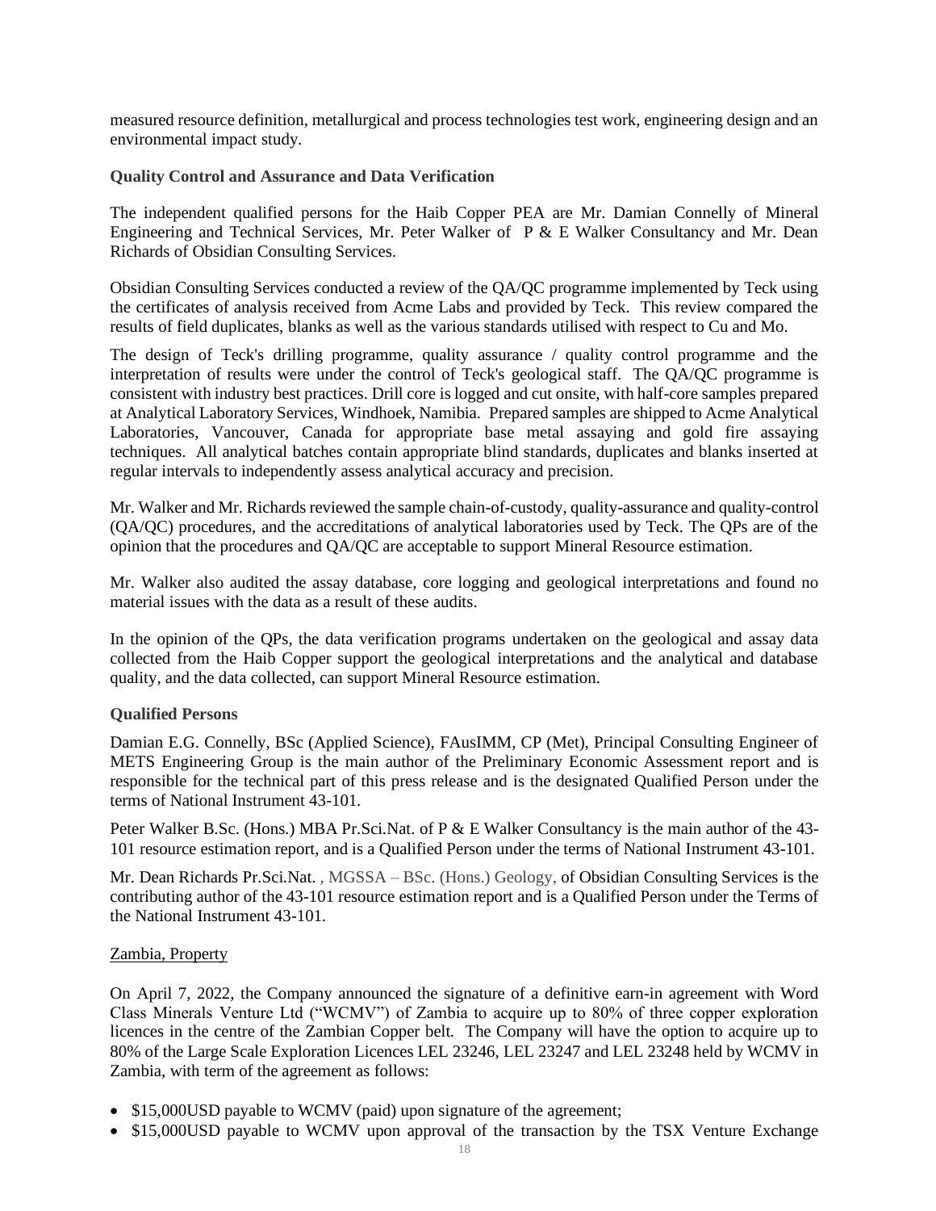measured resource definition, metallurgical and process technologies test work, engineering design and an environmental impact study.

**Quality Control and Assurance and Data Verification**

The independent qualified persons for the Haib Copper PEA are Mr. Damian Connelly of Mineral Engineering and Technical Services, Mr. Peter Walker of P & E Walker Consultancy and Mr. Dean Richards of Obsidian Consulting Services.

Obsidian Consulting Services conducted a review of the QA/QC programme implemented by Teck using the certificates of analysis received from Acme Labs and provided by Teck. This review compared the results of field duplicates, blanks as well as the various standards utilised with respect to Cu and Mo.

The design of Teck's drilling programme, quality assurance / quality control programme and the interpretation of results were under the control of Teck's geological staff. The QA/QC programme is consistent with industry best practices. Drill core is logged and cut onsite, with half-core samples prepared at Analytical Laboratory Services, Windhoek, Namibia. Prepared samples are shipped to Acme Analytical Laboratories, Vancouver, Canada for appropriate base metal assaying and gold fire assaying techniques. All analytical batches contain appropriate blind standards, duplicates and blanks inserted at regular intervals to independently assess analytical accuracy and precision.

Mr. Walker and Mr. Richards reviewed the sample chain-of-custody, quality-assurance and quality-control (QA/QC) procedures, and the accreditations of analytical laboratories used by Teck. The QPs are of the opinion that the procedures and QA/QC are acceptable to support Mineral Resource estimation.

Mr. Walker also audited the assay database, core logging and geological interpretations and found no material issues with the data as a result of these audits.

In the opinion of the QPs, the data verification programs undertaken on the geological and assay data collected from the Haib Copper support the geological interpretations and the analytical and database quality, and the data collected, can support Mineral Resource estimation.

**Qualified Persons**

Damian E.G. Connelly, BSc (Applied Science), FAusIMM, CP (Met), Principal Consulting Engineer of METS Engineering Group is the main author of the Preliminary Economic Assessment report and is responsible for the technical part of this press release and is the designated Qualified Person under the terms of National Instrument 43-101.

Peter Walker B.Sc. (Hons.) MBA Pr.Sci.Nat. of P & E Walker Consultancy is the main author of the 43-101 resource estimation report, and is a Qualified Person under the terms of National Instrument 43-101.

Mr. Dean Richards Pr.Sci.Nat. , MGSSA – BSc. (Hons.) Geology, of Obsidian Consulting Services is the contributing author of the 43-101 resource estimation report and is a Qualified Person under the Terms of the National Instrument 43-101.

Zambia, Property

On April 7, 2022, the Company announced the signature of a definitive earn-in agreement with Word Class Minerals Venture Ltd ("WCMV") of Zambia to acquire up to 80% of three copper exploration licences in the centre of the Zambian Copper belt. The Company will have the option to acquire up to 80% of the Large Scale Exploration Licences LEL 23246, LEL 23247 and LEL 23248 held by WCMV in Zambia, with term of the agreement as follows:

- \$15,000USD payable to WCMV (paid) upon signature of the agreement;
- \$15,000USD payable to WCMV upon approval of the transaction by the TSX Venture Exchange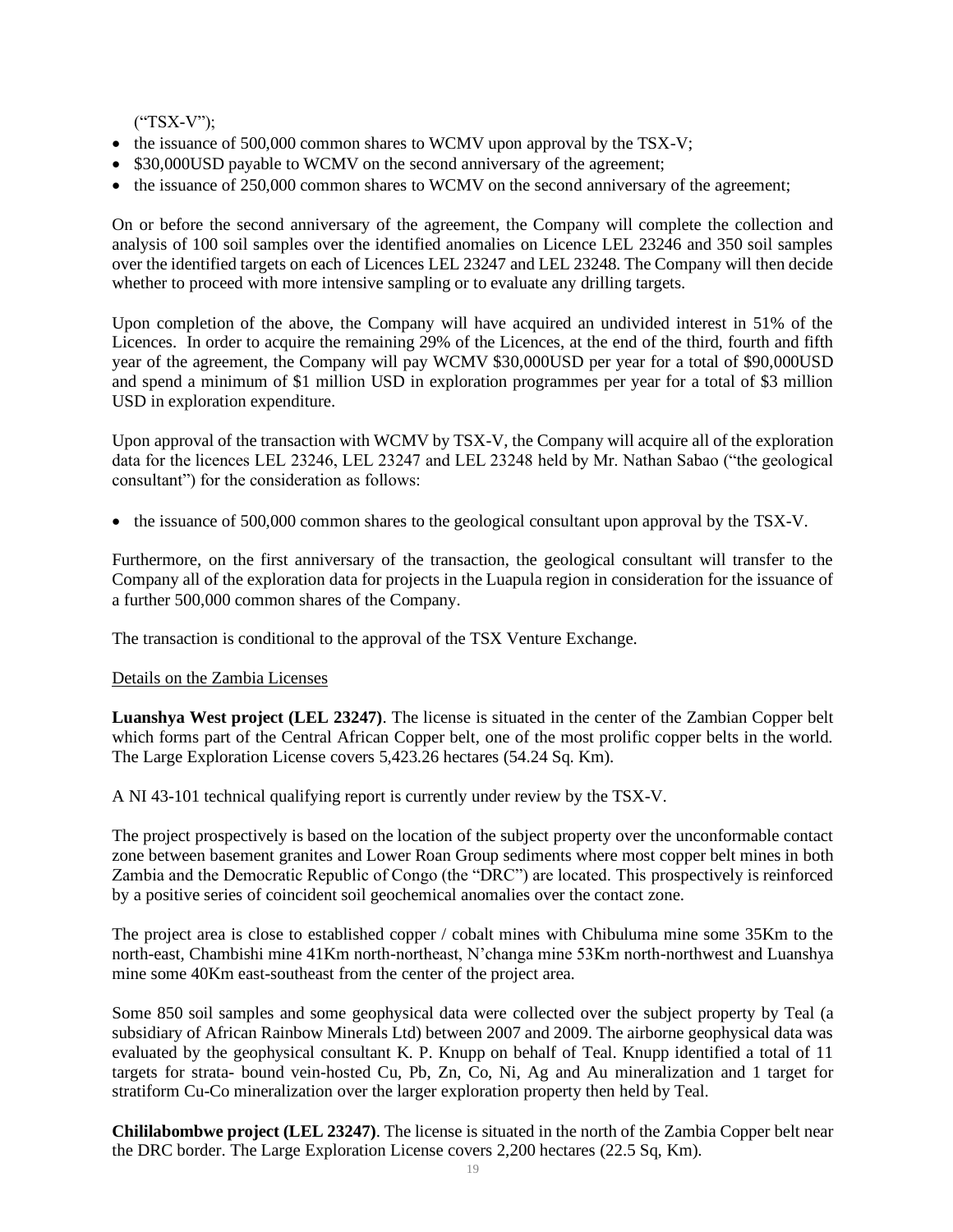("TSX-V");

- the issuance of 500,000 common shares to WCMV upon approval by the TSX-V;
- \$30,000USD payable to WCMV on the second anniversary of the agreement;
- the issuance of 250,000 common shares to WCMV on the second anniversary of the agreement;

On or before the second anniversary of the agreement, the Company will complete the collection and analysis of 100 soil samples over the identified anomalies on Licence LEL 23246 and 350 soil samples over the identified targets on each of Licences LEL 23247 and LEL 23248. The Company will then decide whether to proceed with more intensive sampling or to evaluate any drilling targets.

Upon completion of the above, the Company will have acquired an undivided interest in 51% of the Licences. In order to acquire the remaining 29% of the Licences, at the end of the third, fourth and fifth year of the agreement, the Company will pay WCMV \$30,000USD per year for a total of \$90,000USD and spend a minimum of \$1 million USD in exploration programmes per year for a total of \$3 million USD in exploration expenditure.

Upon approval of the transaction with WCMV by TSX-V, the Company will acquire all of the exploration data for the licences LEL 23246, LEL 23247 and LEL 23248 held by Mr. Nathan Sabao ("the geological consultant") for the consideration as follows:

- the issuance of 500,000 common shares to the geological consultant upon approval by the TSX-V.

Furthermore, on the first anniversary of the transaction, the geological consultant will transfer to the Company all of the exploration data for projects in the Luapula region in consideration for the issuance of a further 500,000 common shares of the Company.

The transaction is conditional to the approval of the TSX Venture Exchange.

<u>Details on the Zambia Licenses</u>

**Luanshya West project (LEL 23247)**. The license is situated in the center of the Zambian Copper belt which forms part of the Central African Copper belt, one of the most prolific copper belts in the world. The Large Exploration License covers 5,423.26 hectares (54.24 Sq. Km).

A NI 43-101 technical qualifying report is currently under review by the TSX-V.

The project prospectively is based on the location of the subject property over the unconformable contact zone between basement granites and Lower Roan Group sediments where most copper belt mines in both Zambia and the Democratic Republic of Congo (the "DRC") are located. This prospectively is reinforced by a positive series of coincident soil geochemical anomalies over the contact zone.

The project area is close to established copper / cobalt mines with Chibuluma mine some 35Km to the north-east, Chambishi mine 41Km north-northeast, N'changa mine 53Km north-northwest and Luanshya mine some 40Km east-southeast from the center of the project area.

Some 850 soil samples and some geophysical data were collected over the subject property by Teal (a subsidiary of African Rainbow Minerals Ltd) between 2007 and 2009. The airborne geophysical data was evaluated by the geophysical consultant K. P. Knupp on behalf of Teal. Knupp identified a total of 11 targets for strata- bound vein-hosted Cu, Pb, Zn, Co, Ni, Ag and Au mineralization and 1 target for stratiform Cu-Co mineralization over the larger exploration property then held by Teal.

**Chililabombwe project (LEL 23247)**. The license is situated in the north of the Zambia Copper belt near the DRC border. The Large Exploration License covers 2,200 hectares (22.5 Sq, Km).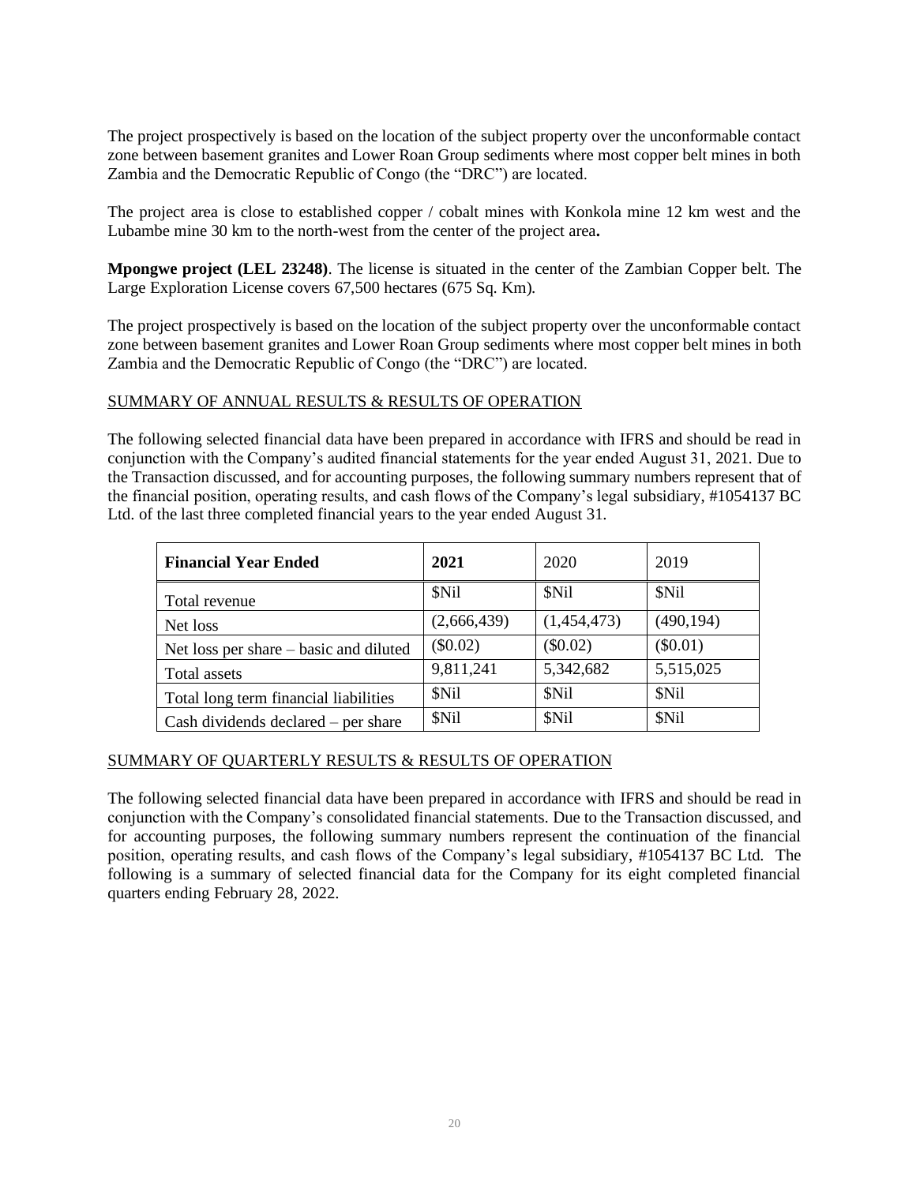The project prospectively is based on the location of the subject property over the unconformable contact zone between basement granites and Lower Roan Group sediments where most copper belt mines in both Zambia and the Democratic Republic of Congo (the "DRC") are located.

The project area is close to established copper / cobalt mines with Konkola mine 12 km west and the Lubambe mine 30 km to the north-west from the center of the project area**.**

**Mpongwe project (LEL 23248)**. The license is situated in the center of the Zambian Copper belt. The Large Exploration License covers 67,500 hectares (675 Sq. Km).

The project prospectively is based on the location of the subject property over the unconformable contact zone between basement granites and Lower Roan Group sediments where most copper belt mines in both Zambia and the Democratic Republic of Congo (the "DRC") are located.

## SUMMARY OF ANNUAL RESULTS & RESULTS OF OPERATION

The following selected financial data have been prepared in accordance with IFRS and should be read in conjunction with the Company's audited financial statements for the year ended August 31, 2021. Due to the Transaction discussed, and for accounting purposes, the following summary numbers represent that of the financial position, operating results, and cash flows of the Company's legal subsidiary, #1054137 BC Ltd. of the last three completed financial years to the year ended August 31.

| **Financial Year Ended** | **2021** | 2020 | 2019 |
|---|---|---|---|
| Total revenue | $Nil | $Nil | $Nil |
| Net loss | (2,666,439) | (1,454,473) | (490,194) |
| Net loss per share – basic and diluted | ($0.02) | ($0.02) | ($0.01) |
| Total assets | 9,811,241 | 5,342,682 | 5,515,025 |
| Total long term financial liabilities | $Nil | $Nil | $Nil |
| Cash dividends declared – per share | $Nil | $Nil | $Nil |

## SUMMARY OF QUARTERLY RESULTS & RESULTS OF OPERATION

The following selected financial data have been prepared in accordance with IFRS and should be read in conjunction with the Company's consolidated financial statements. Due to the Transaction discussed, and for accounting purposes, the following summary numbers represent the continuation of the financial position, operating results, and cash flows of the Company's legal subsidiary, #1054137 BC Ltd. The following is a summary of selected financial data for the Company for its eight completed financial quarters ending February 28, 2022.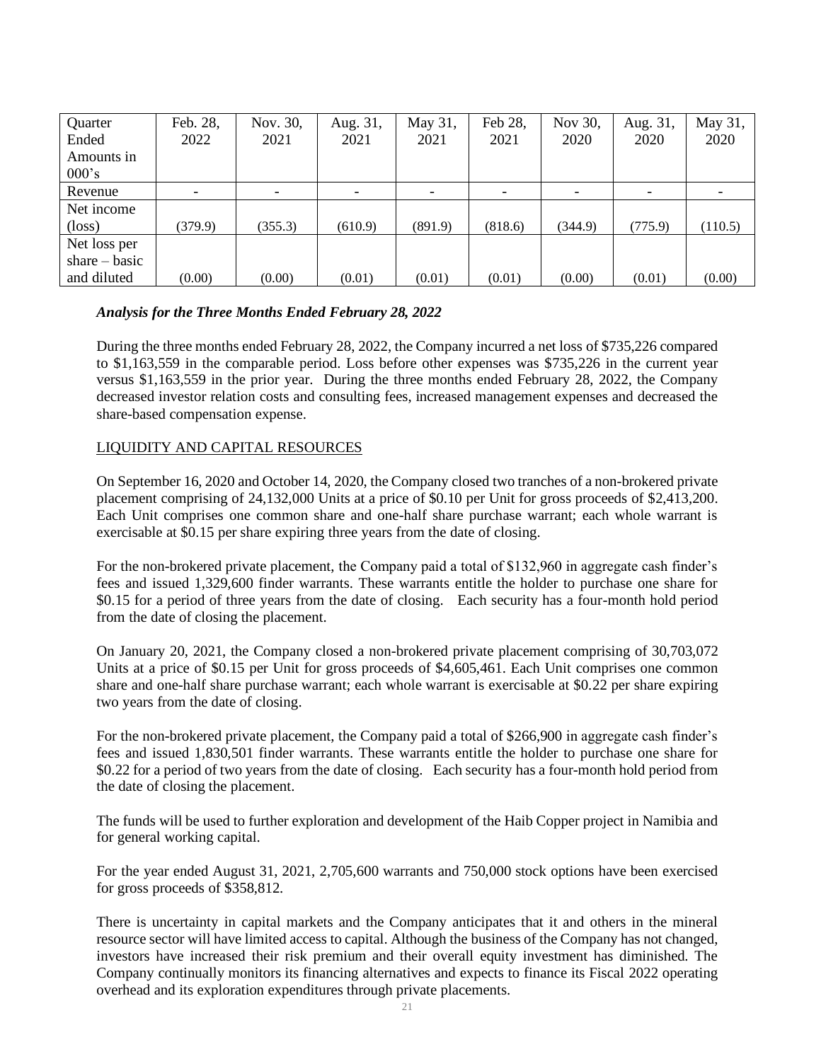| Quarter Ended Amounts in 000's | Feb. 28, 2022 | Nov. 30, 2021 | Aug. 31, 2021 | May 31, 2021 | Feb 28, 2021 | Nov 30, 2020 | Aug. 31, 2020 | May 31, 2020 |
|---|---|---|---|---|---|---|---|---|
| Revenue | - | - | - | - | - | - | - | - |
| Net income (loss) | (379.9) | (355.3) | (610.9) | (891.9) | (818.6) | (344.9) | (775.9) | (110.5) |
| Net loss per share – basic and diluted | (0.00) | (0.00) | (0.01) | (0.01) | (0.01) | (0.00) | (0.01) | (0.00) |

***Analysis for the Three Months Ended February 28, 2022***

During the three months ended February 28, 2022, the Company incurred a net loss of $735,226 compared to $1,163,559 in the comparable period. Loss before other expenses was $735,226 in the current year versus $1,163,559 in the prior year. During the three months ended February 28, 2022, the Company decreased investor relation costs and consulting fees, increased management expenses and decreased the share-based compensation expense.

<u>LIQUIDITY AND CAPITAL RESOURCES</u>

On September 16, 2020 and October 14, 2020, the Company closed two tranches of a non-brokered private placement comprising of 24,132,000 Units at a price of $0.10 per Unit for gross proceeds of $2,413,200. Each Unit comprises one common share and one-half share purchase warrant; each whole warrant is exercisable at $0.15 per share expiring three years from the date of closing.

For the non-brokered private placement, the Company paid a total of $132,960 in aggregate cash finder's fees and issued 1,329,600 finder warrants. These warrants entitle the holder to purchase one share for $0.15 for a period of three years from the date of closing. Each security has a four-month hold period from the date of closing the placement.

On January 20, 2021, the Company closed a non-brokered private placement comprising of 30,703,072 Units at a price of $0.15 per Unit for gross proceeds of $4,605,461. Each Unit comprises one common share and one-half share purchase warrant; each whole warrant is exercisable at $0.22 per share expiring two years from the date of closing.

For the non-brokered private placement, the Company paid a total of $266,900 in aggregate cash finder's fees and issued 1,830,501 finder warrants. These warrants entitle the holder to purchase one share for $0.22 for a period of two years from the date of closing. Each security has a four-month hold period from the date of closing the placement.

The funds will be used to further exploration and development of the Haib Copper project in Namibia and for general working capital.

For the year ended August 31, 2021, 2,705,600 warrants and 750,000 stock options have been exercised for gross proceeds of $358,812.

There is uncertainty in capital markets and the Company anticipates that it and others in the mineral resource sector will have limited access to capital. Although the business of the Company has not changed, investors have increased their risk premium and their overall equity investment has diminished. The Company continually monitors its financing alternatives and expects to finance its Fiscal 2022 operating overhead and its exploration expenditures through private placements.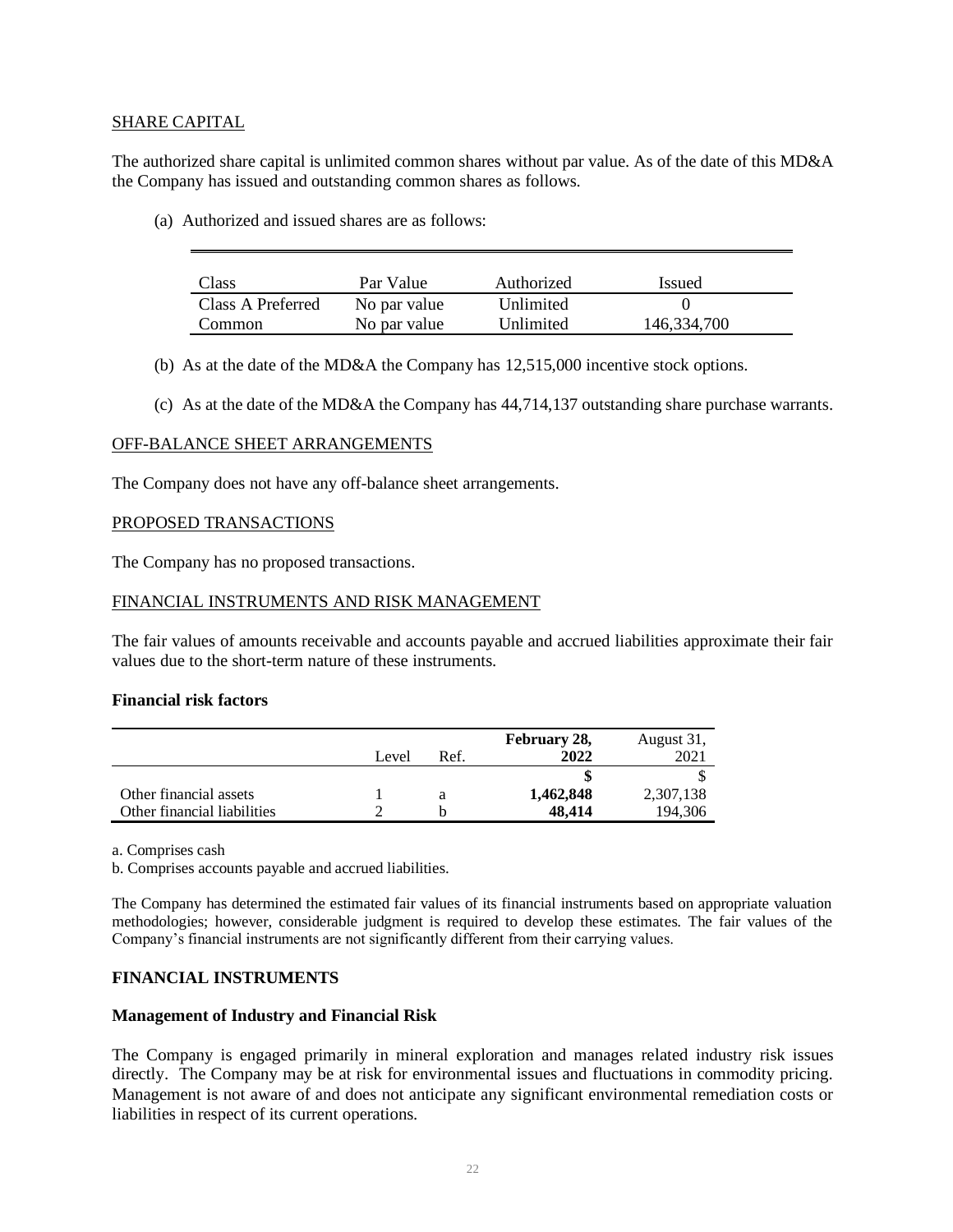## SHARE CAPITAL

The authorized share capital is unlimited common shares without par value. As of the date of this MD&A the Company has issued and outstanding common shares as follows.

(a) Authorized and issued shares are as follows:

| Class | Par Value | Authorized | Issued |
|---|---|---|---|
| Class A Preferred | No par value | Unlimited | 0 |
| Common | No par value | Unlimited | 146,334,700 |

(b) As at the date of the MD&A the Company has 12,515,000 incentive stock options.

(c) As at the date of the MD&A the Company has 44,714,137 outstanding share purchase warrants.

## OFF-BALANCE SHEET ARRANGEMENTS

The Company does not have any off-balance sheet arrangements.

## PROPOSED TRANSACTIONS

The Company has no proposed transactions.

## FINANCIAL INSTRUMENTS AND RISK MANAGEMENT

The fair values of amounts receivable and accounts payable and accrued liabilities approximate their fair values due to the short-term nature of these instruments.

**Financial risk factors**

| | Level | Ref. | **February 28, 2022** | August 31, 2021 |
|---|---|---|---|---|
| | | | **$** | $ |
| Other financial assets | 1 | a | **1,462,848** | 2,307,138 |
| Other financial liabilities | 2 | b | **48,414** | 194,306 |

a. Comprises cash

b. Comprises accounts payable and accrued liabilities.

The Company has determined the estimated fair values of its financial instruments based on appropriate valuation methodologies; however, considerable judgment is required to develop these estimates. The fair values of the Company's financial instruments are not significantly different from their carrying values.

## FINANCIAL INSTRUMENTS

### Management of Industry and Financial Risk

The Company is engaged primarily in mineral exploration and manages related industry risk issues directly. The Company may be at risk for environmental issues and fluctuations in commodity pricing. Management is not aware of and does not anticipate any significant environmental remediation costs or liabilities in respect of its current operations.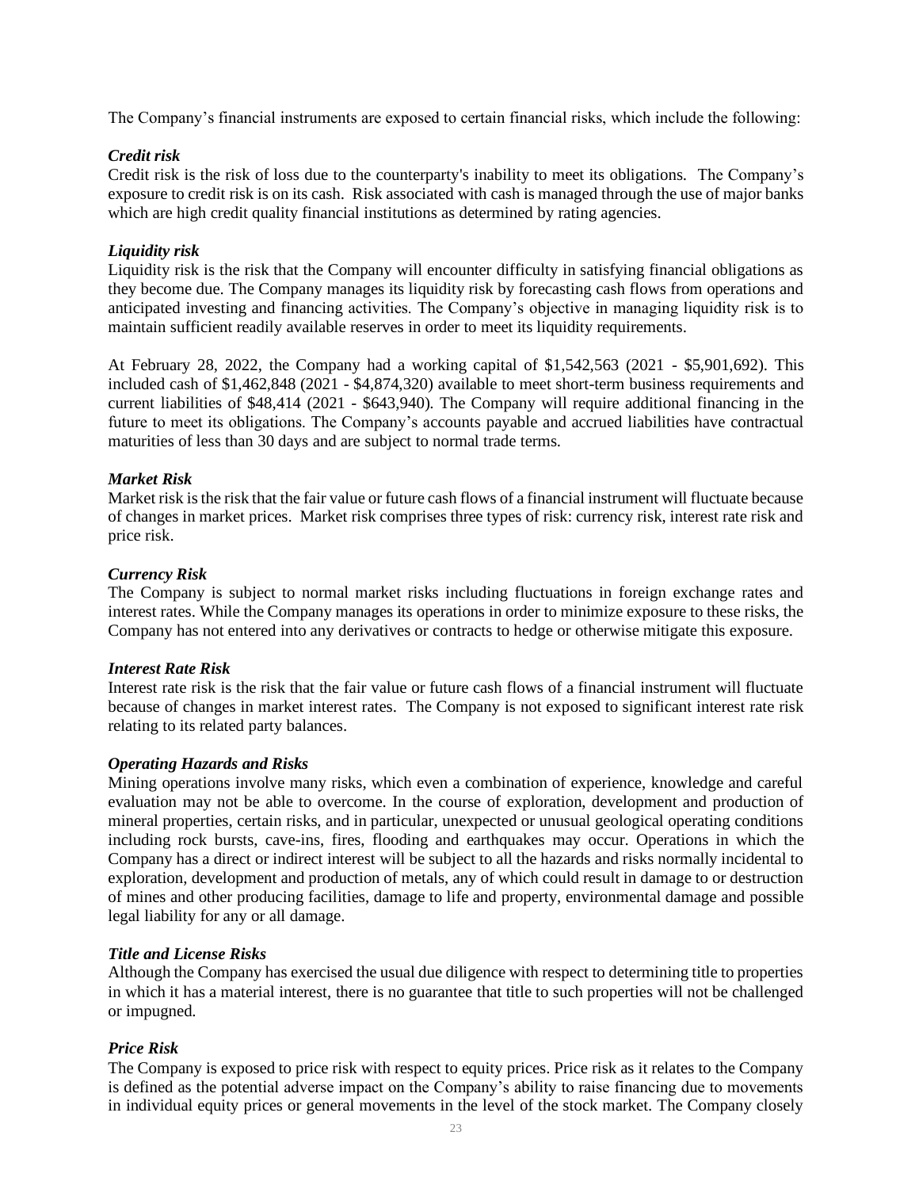The Company's financial instruments are exposed to certain financial risks, which include the following:

### *Credit risk*

Credit risk is the risk of loss due to the counterparty's inability to meet its obligations. The Company's exposure to credit risk is on its cash. Risk associated with cash is managed through the use of major banks which are high credit quality financial institutions as determined by rating agencies.

### *Liquidity risk*

Liquidity risk is the risk that the Company will encounter difficulty in satisfying financial obligations as they become due. The Company manages its liquidity risk by forecasting cash flows from operations and anticipated investing and financing activities. The Company's objective in managing liquidity risk is to maintain sufficient readily available reserves in order to meet its liquidity requirements.

At February 28, 2022, the Company had a working capital of $1,542,563 (2021 - $5,901,692). This included cash of $1,462,848 (2021 - $4,874,320) available to meet short-term business requirements and current liabilities of $48,414 (2021 - $643,940). The Company will require additional financing in the future to meet its obligations. The Company's accounts payable and accrued liabilities have contractual maturities of less than 30 days and are subject to normal trade terms.

### *Market Risk*

Market risk is the risk that the fair value or future cash flows of a financial instrument will fluctuate because of changes in market prices. Market risk comprises three types of risk: currency risk, interest rate risk and price risk.

### *Currency Risk*

The Company is subject to normal market risks including fluctuations in foreign exchange rates and interest rates. While the Company manages its operations in order to minimize exposure to these risks, the Company has not entered into any derivatives or contracts to hedge or otherwise mitigate this exposure.

### *Interest Rate Risk*

Interest rate risk is the risk that the fair value or future cash flows of a financial instrument will fluctuate because of changes in market interest rates. The Company is not exposed to significant interest rate risk relating to its related party balances.

### *Operating Hazards and Risks*

Mining operations involve many risks, which even a combination of experience, knowledge and careful evaluation may not be able to overcome. In the course of exploration, development and production of mineral properties, certain risks, and in particular, unexpected or unusual geological operating conditions including rock bursts, cave-ins, fires, flooding and earthquakes may occur. Operations in which the Company has a direct or indirect interest will be subject to all the hazards and risks normally incidental to exploration, development and production of metals, any of which could result in damage to or destruction of mines and other producing facilities, damage to life and property, environmental damage and possible legal liability for any or all damage.

### *Title and License Risks*

Although the Company has exercised the usual due diligence with respect to determining title to properties in which it has a material interest, there is no guarantee that title to such properties will not be challenged or impugned.

### *Price Risk*

The Company is exposed to price risk with respect to equity prices. Price risk as it relates to the Company is defined as the potential adverse impact on the Company's ability to raise financing due to movements in individual equity prices or general movements in the level of the stock market. The Company closely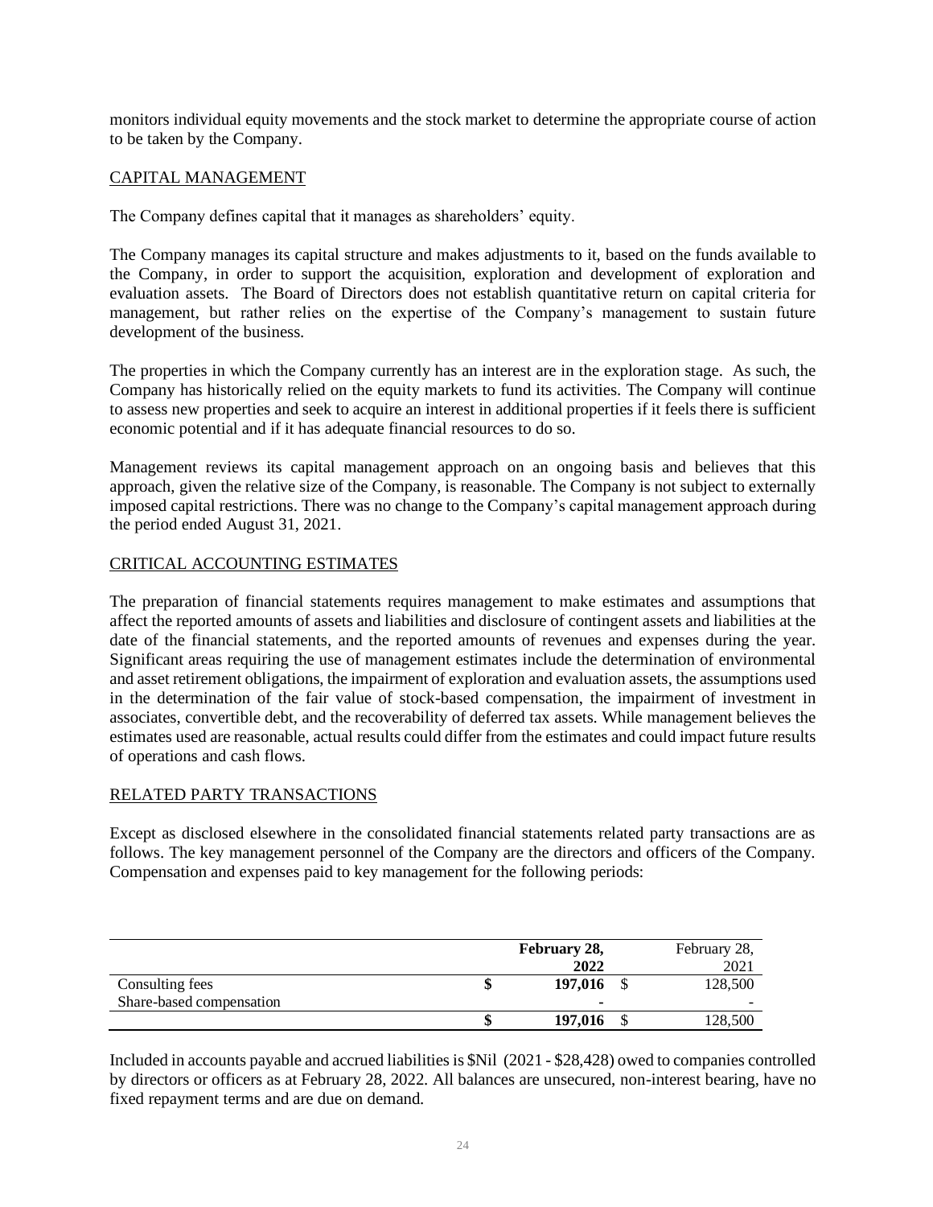monitors individual equity movements and the stock market to determine the appropriate course of action to be taken by the Company.

## CAPITAL MANAGEMENT

The Company defines capital that it manages as shareholders' equity.

The Company manages its capital structure and makes adjustments to it, based on the funds available to the Company, in order to support the acquisition, exploration and development of exploration and evaluation assets. The Board of Directors does not establish quantitative return on capital criteria for management, but rather relies on the expertise of the Company's management to sustain future development of the business.

The properties in which the Company currently has an interest are in the exploration stage. As such, the Company has historically relied on the equity markets to fund its activities. The Company will continue to assess new properties and seek to acquire an interest in additional properties if it feels there is sufficient economic potential and if it has adequate financial resources to do so.

Management reviews its capital management approach on an ongoing basis and believes that this approach, given the relative size of the Company, is reasonable. The Company is not subject to externally imposed capital restrictions. There was no change to the Company's capital management approach during the period ended August 31, 2021.

## CRITICAL ACCOUNTING ESTIMATES

The preparation of financial statements requires management to make estimates and assumptions that affect the reported amounts of assets and liabilities and disclosure of contingent assets and liabilities at the date of the financial statements, and the reported amounts of revenues and expenses during the year. Significant areas requiring the use of management estimates include the determination of environmental and asset retirement obligations, the impairment of exploration and evaluation assets, the assumptions used in the determination of the fair value of stock-based compensation, the impairment of investment in associates, convertible debt, and the recoverability of deferred tax assets. While management believes the estimates used are reasonable, actual results could differ from the estimates and could impact future results of operations and cash flows.

## RELATED PARTY TRANSACTIONS

Except as disclosed elsewhere in the consolidated financial statements related party transactions are as follows. The key management personnel of the Company are the directors and officers of the Company. Compensation and expenses paid to key management for the following periods:

| | **February 28, 2022** | February 28, 2021 |
|---|---|---|
| Consulting fees | $ **197,016** | $ 128,500 |
| Share-based compensation | **-** | - |
| | $ **197,016** | $ 128,500 |

Included in accounts payable and accrued liabilities is $Nil (2021 - $28,428) owed to companies controlled by directors or officers as at February 28, 2022. All balances are unsecured, non-interest bearing, have no fixed repayment terms and are due on demand.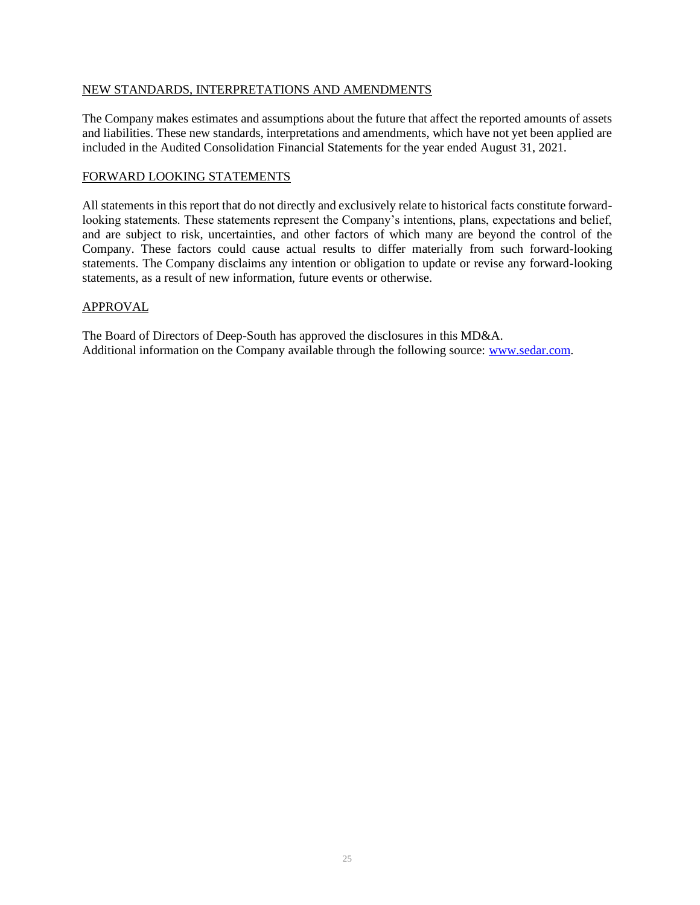## NEW STANDARDS, INTERPRETATIONS AND AMENDMENTS

The Company makes estimates and assumptions about the future that affect the reported amounts of assets and liabilities. These new standards, interpretations and amendments, which have not yet been applied are included in the Audited Consolidation Financial Statements for the year ended August 31, 2021.

## FORWARD LOOKING STATEMENTS

All statements in this report that do not directly and exclusively relate to historical facts constitute forward-looking statements. These statements represent the Company's intentions, plans, expectations and belief, and are subject to risk, uncertainties, and other factors of which many are beyond the control of the Company. These factors could cause actual results to differ materially from such forward-looking statements. The Company disclaims any intention or obligation to update or revise any forward-looking statements, as a result of new information, future events or otherwise.

## APPROVAL

The Board of Directors of Deep-South has approved the disclosures in this MD&A.
Additional information on the Company available through the following source: [www.sedar.com](www.sedar.com).